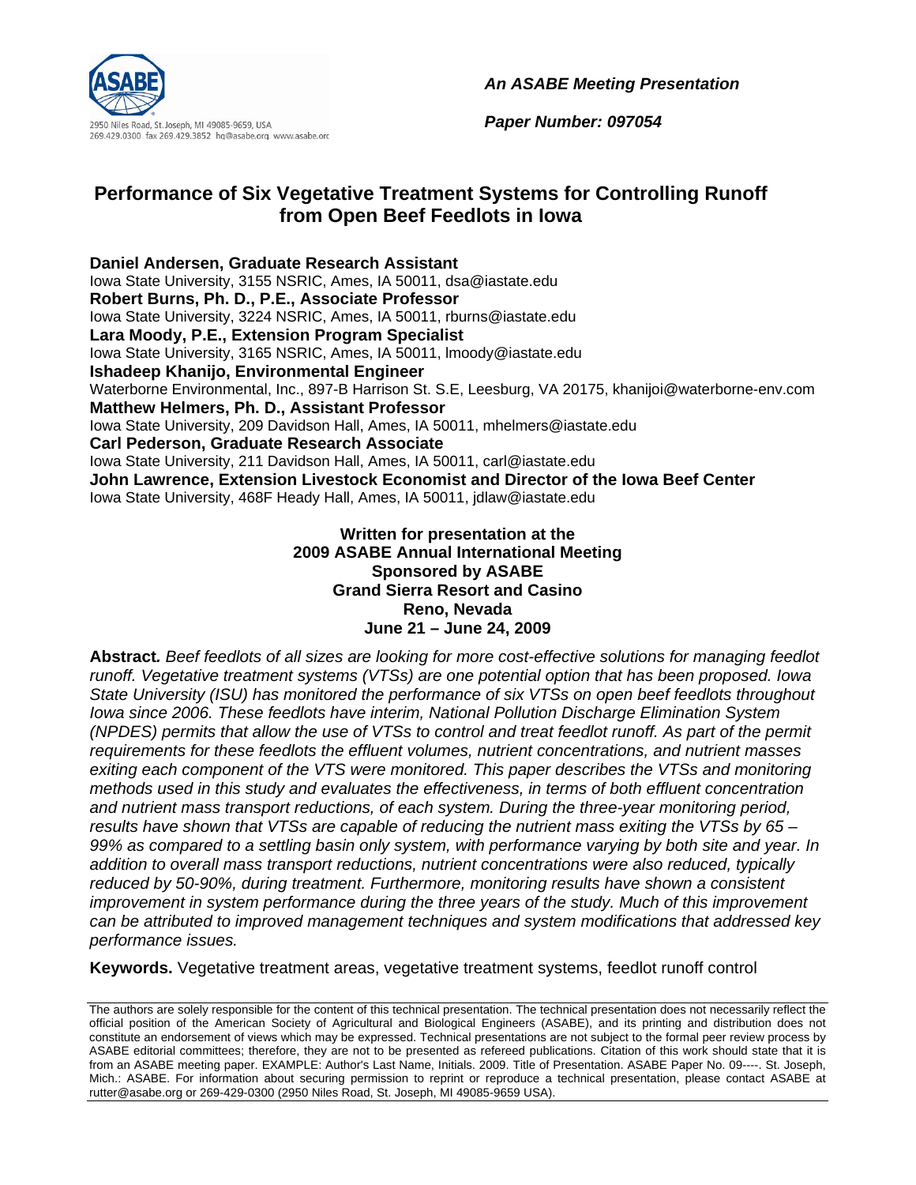ASABE

2950 Niles Road, St. Joseph, MI 49085-9659, USA
269.429.0300 fax 269.429.3852 hq@asabe.org www.asabe.org

***An ASABE Meeting Presentation***

***Paper Number: 097054***

# Performance of Six Vegetative Treatment Systems for Controlling Runoff from Open Beef Feedlots in Iowa

**Daniel Andersen, Graduate Research Assistant**
Iowa State University, 3155 NSRIC, Ames, IA 50011, dsa@iastate.edu
**Robert Burns, Ph. D., P.E., Associate Professor**
Iowa State University, 3224 NSRIC, Ames, IA 50011, rburns@iastate.edu
**Lara Moody, P.E., Extension Program Specialist**
Iowa State University, 3165 NSRIC, Ames, IA 50011, lmoody@iastate.edu
**Ishadeep Khanijo, Environmental Engineer**
Waterborne Environmental, Inc., 897-B Harrison St. S.E, Leesburg, VA 20175, khanijoi@waterborne-env.com
**Matthew Helmers, Ph. D., Assistant Professor**
Iowa State University, 209 Davidson Hall, Ames, IA 50011, mhelmers@iastate.edu
**Carl Pederson, Graduate Research Associate**
Iowa State University, 211 Davidson Hall, Ames, IA 50011, carl@iastate.edu
**John Lawrence, Extension Livestock Economist and Director of the Iowa Beef Center**
Iowa State University, 468F Heady Hall, Ames, IA 50011, jdlaw@iastate.edu

**Written for presentation at the**
**2009 ASABE Annual International Meeting**
**Sponsored by ASABE**
**Grand Sierra Resort and Casino**
**Reno, Nevada**
**June 21 – June 24, 2009**

**Abstract.** *Beef feedlots of all sizes are looking for more cost-effective solutions for managing feedlot runoff. Vegetative treatment systems (VTSs) are one potential option that has been proposed. Iowa State University (ISU) has monitored the performance of six VTSs on open beef feedlots throughout Iowa since 2006. These feedlots have interim, National Pollution Discharge Elimination System (NPDES) permits that allow the use of VTSs to control and treat feedlot runoff. As part of the permit requirements for these feedlots the effluent volumes, nutrient concentrations, and nutrient masses exiting each component of the VTS were monitored. This paper describes the VTSs and monitoring methods used in this study and evaluates the effectiveness, in terms of both effluent concentration and nutrient mass transport reductions, of each system. During the three-year monitoring period, results have shown that VTSs are capable of reducing the nutrient mass exiting the VTSs by 65 – 99% as compared to a settling basin only system, with performance varying by both site and year. In addition to overall mass transport reductions, nutrient concentrations were also reduced, typically reduced by 50-90%, during treatment. Furthermore, monitoring results have shown a consistent improvement in system performance during the three years of the study. Much of this improvement can be attributed to improved management techniques and system modifications that addressed key performance issues.*

**Keywords.** Vegetative treatment areas, vegetative treatment systems, feedlot runoff control

The authors are solely responsible for the content of this technical presentation. The technical presentation does not necessarily reflect the official position of the American Society of Agricultural and Biological Engineers (ASABE), and its printing and distribution does not constitute an endorsement of views which may be expressed. Technical presentations are not subject to the formal peer review process by ASABE editorial committees; therefore, they are not to be presented as refereed publications. Citation of this work should state that it is from an ASABE meeting paper. EXAMPLE: Author's Last Name, Initials. 2009. Title of Presentation. ASABE Paper No. 09----. St. Joseph, Mich.: ASABE. For information about securing permission to reprint or reproduce a technical presentation, please contact ASABE at rutter@asabe.org or 269-429-0300 (2950 Niles Road, St. Joseph, MI 49085-9659 USA).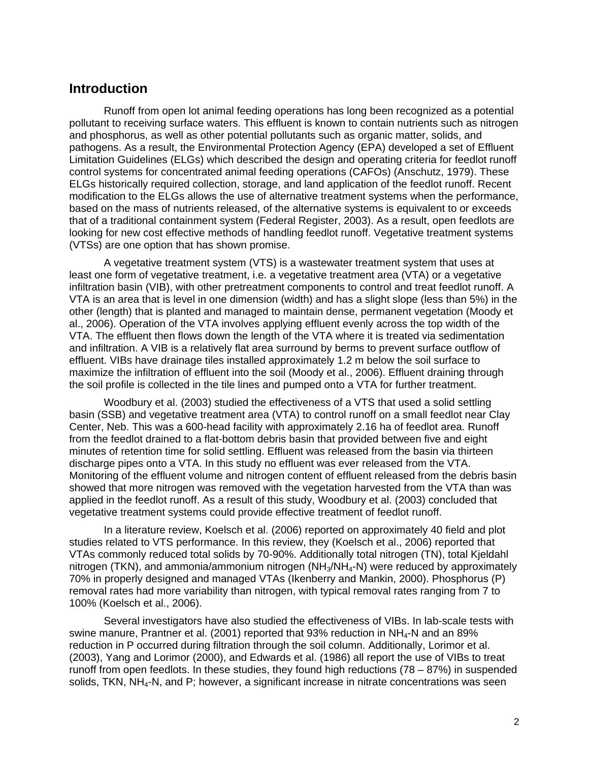## Introduction

Runoff from open lot animal feeding operations has long been recognized as a potential pollutant to receiving surface waters. This effluent is known to contain nutrients such as nitrogen and phosphorus, as well as other potential pollutants such as organic matter, solids, and pathogens. As a result, the Environmental Protection Agency (EPA) developed a set of Effluent Limitation Guidelines (ELGs) which described the design and operating criteria for feedlot runoff control systems for concentrated animal feeding operations (CAFOs) (Anschutz, 1979). These ELGs historically required collection, storage, and land application of the feedlot runoff. Recent modification to the ELGs allows the use of alternative treatment systems when the performance, based on the mass of nutrients released, of the alternative systems is equivalent to or exceeds that of a traditional containment system (Federal Register, 2003). As a result, open feedlots are looking for new cost effective methods of handling feedlot runoff. Vegetative treatment systems (VTSs) are one option that has shown promise.

A vegetative treatment system (VTS) is a wastewater treatment system that uses at least one form of vegetative treatment, i.e. a vegetative treatment area (VTA) or a vegetative infiltration basin (VIB), with other pretreatment components to control and treat feedlot runoff. A VTA is an area that is level in one dimension (width) and has a slight slope (less than 5%) in the other (length) that is planted and managed to maintain dense, permanent vegetation (Moody et al., 2006). Operation of the VTA involves applying effluent evenly across the top width of the VTA. The effluent then flows down the length of the VTA where it is treated via sedimentation and infiltration. A VIB is a relatively flat area surround by berms to prevent surface outflow of effluent. VIBs have drainage tiles installed approximately 1.2 m below the soil surface to maximize the infiltration of effluent into the soil (Moody et al., 2006). Effluent draining through the soil profile is collected in the tile lines and pumped onto a VTA for further treatment.

Woodbury et al. (2003) studied the effectiveness of a VTS that used a solid settling basin (SSB) and vegetative treatment area (VTA) to control runoff on a small feedlot near Clay Center, Neb. This was a 600-head facility with approximately 2.16 ha of feedlot area. Runoff from the feedlot drained to a flat-bottom debris basin that provided between five and eight minutes of retention time for solid settling. Effluent was released from the basin via thirteen discharge pipes onto a VTA. In this study no effluent was ever released from the VTA. Monitoring of the effluent volume and nitrogen content of effluent released from the debris basin showed that more nitrogen was removed with the vegetation harvested from the VTA than was applied in the feedlot runoff. As a result of this study, Woodbury et al. (2003) concluded that vegetative treatment systems could provide effective treatment of feedlot runoff.

In a literature review, Koelsch et al. (2006) reported on approximately 40 field and plot studies related to VTS performance. In this review, they (Koelsch et al., 2006) reported that VTAs commonly reduced total solids by 70-90%. Additionally total nitrogen (TN), total Kjeldahl nitrogen (TKN), and ammonia/ammonium nitrogen ($NH_3$/$NH_4$-N) were reduced by approximately 70% in properly designed and managed VTAs (Ikenberry and Mankin, 2000). Phosphorus (P) removal rates had more variability than nitrogen, with typical removal rates ranging from 7 to 100% (Koelsch et al., 2006).

Several investigators have also studied the effectiveness of VIBs. In lab-scale tests with swine manure, Prantner et al. (2001) reported that 93% reduction in $NH_4$-N and an 89% reduction in P occurred during filtration through the soil column. Additionally, Lorimor et al. (2003), Yang and Lorimor (2000), and Edwards et al. (1986) all report the use of VIBs to treat runoff from open feedlots. In these studies, they found high reductions (78 – 87%) in suspended solids, TKN, $NH_4$-N, and P; however, a significant increase in nitrate concentrations was seen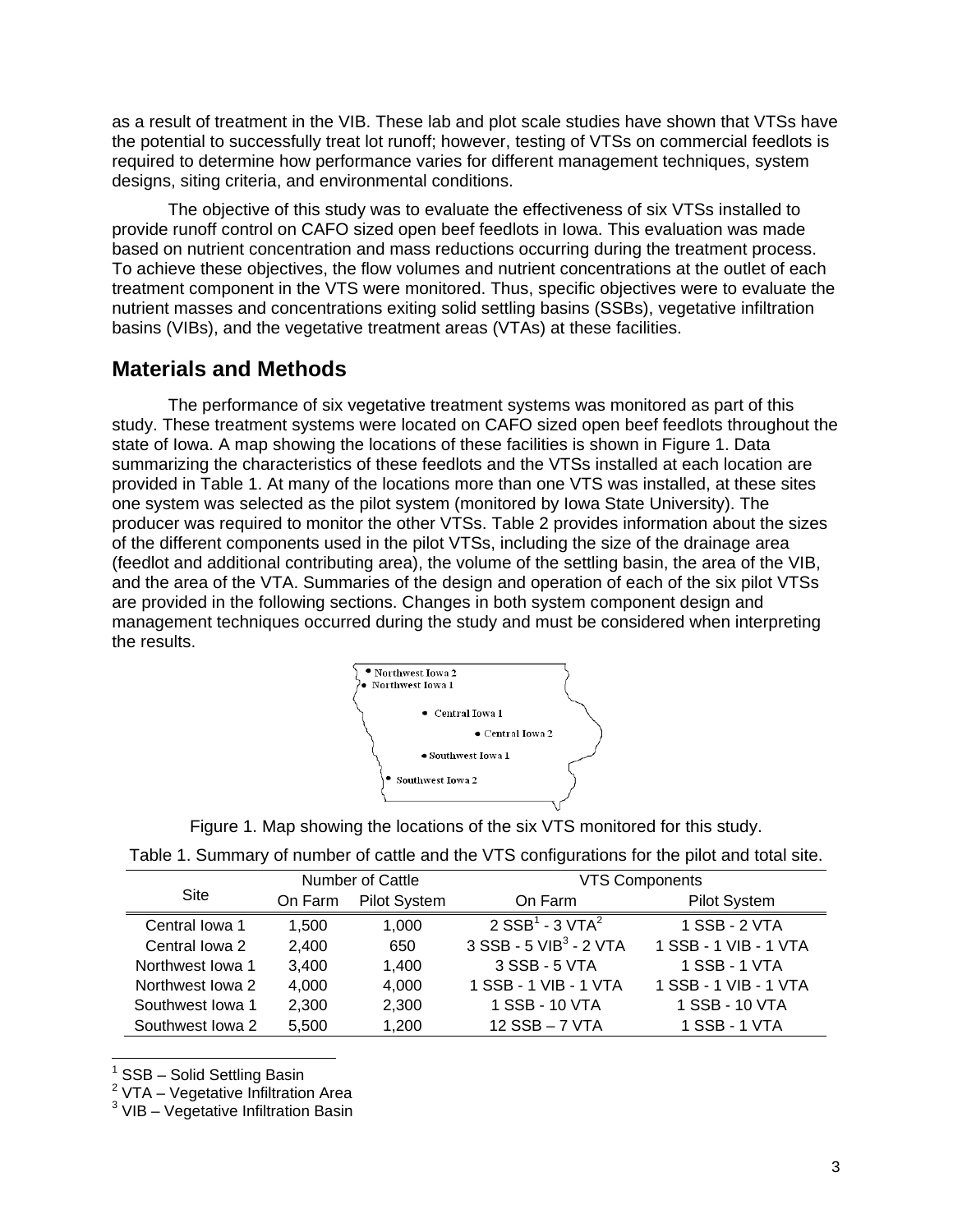as a result of treatment in the VIB. These lab and plot scale studies have shown that VTSs have the potential to successfully treat lot runoff; however, testing of VTSs on commercial feedlots is required to determine how performance varies for different management techniques, system designs, siting criteria, and environmental conditions.

The objective of this study was to evaluate the effectiveness of six VTSs installed to provide runoff control on CAFO sized open beef feedlots in Iowa. This evaluation was made based on nutrient concentration and mass reductions occurring during the treatment process. To achieve these objectives, the flow volumes and nutrient concentrations at the outlet of each treatment component in the VTS were monitored. Thus, specific objectives were to evaluate the nutrient masses and concentrations exiting solid settling basins (SSBs), vegetative infiltration basins (VIBs), and the vegetative treatment areas (VTAs) at these facilities.

## Materials and Methods

The performance of six vegetative treatment systems was monitored as part of this study. These treatment systems were located on CAFO sized open beef feedlots throughout the state of Iowa. A map showing the locations of these facilities is shown in Figure 1. Data summarizing the characteristics of these feedlots and the VTSs installed at each location are provided in Table 1. At many of the locations more than one VTS was installed, at these sites one system was selected as the pilot system (monitored by Iowa State University). The producer was required to monitor the other VTSs. Table 2 provides information about the sizes of the different components used in the pilot VTSs, including the size of the drainage area (feedlot and additional contributing area), the volume of the settling basin, the area of the VIB, and the area of the VTA. Summaries of the design and operation of each of the six pilot VTSs are provided in the following sections. Changes in both system component design and management techniques occurred during the study and must be considered when interpreting the results.

Northwest Iowa 2
Northwest Iowa 1
Central Iowa 1
Central Iowa 2
Southwest Iowa 1
Southwest Iowa 2

Figure 1. Map showing the locations of the six VTS monitored for this study.

Table 1. Summary of number of cattle and the VTS configurations for the pilot and total site.

| Site | Number of Cattle | | VTS Components | |
|---|---|---|---|---|
| | On Farm | Pilot System | On Farm | Pilot System |
| Central Iowa 1 | 1,500 | 1,000 | 2 SSB[1] - 3 VTA[2] | 1 SSB - 2 VTA |
| Central Iowa 2 | 2,400 | 650 | 3 SSB - 5 VIB[3] - 2 VTA | 1 SSB - 1 VIB - 1 VTA |
| Northwest Iowa 1 | 3,400 | 1,400 | 3 SSB - 5 VTA | 1 SSB - 1 VTA |
| Northwest Iowa 2 | 4,000 | 4,000 | 1 SSB - 1 VIB - 1 VTA | 1 SSB - 1 VIB - 1 VTA |
| Southwest Iowa 1 | 2,300 | 2,300 | 1 SSB - 10 VTA | 1 SSB - 10 VTA |
| Southwest Iowa 2 | 5,500 | 1,200 | 12 SSB – 7 VTA | 1 SSB - 1 VTA |

[1] SSB – Solid Settling Basin
[2] VTA – Vegetative Infiltration Area
[3] VIB – Vegetative Infiltration Basin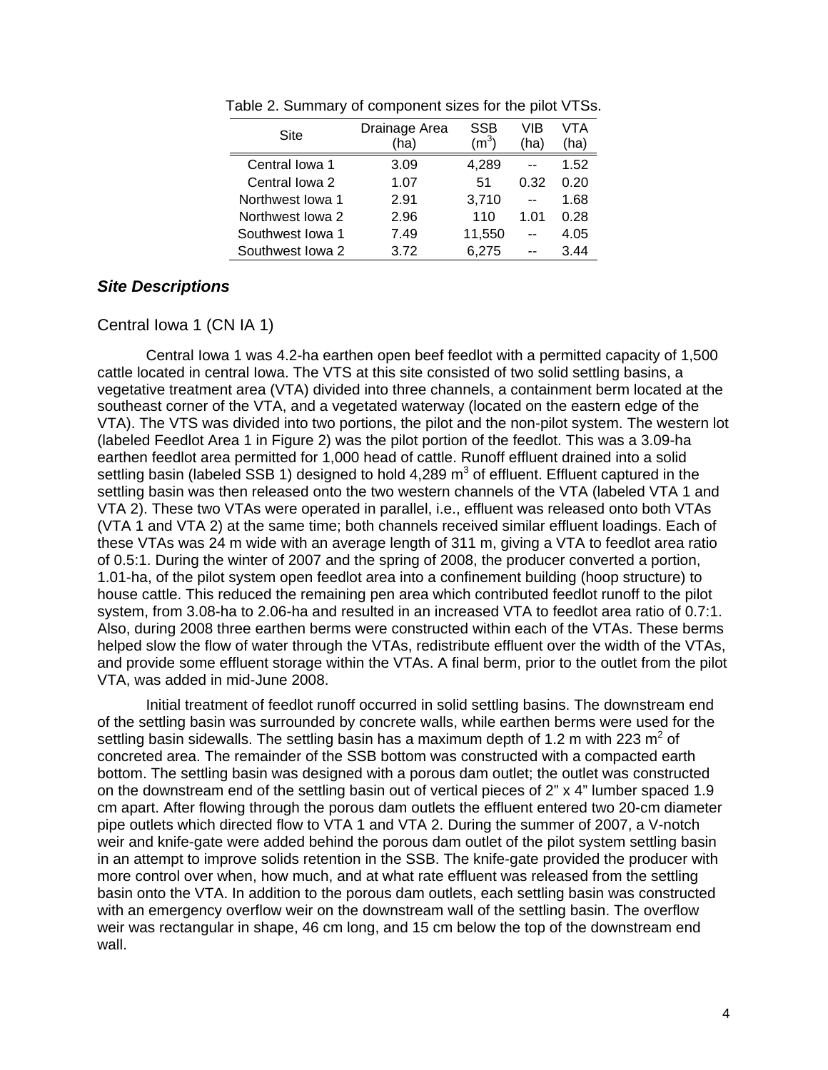Table 2. Summary of component sizes for the pilot VTSs.

| Site | Drainage Area (ha) | SSB ($m^3$) | VIB (ha) | VTA (ha) |
|---|---|---|---|---|
| Central Iowa 1 | 3.09 | 4,289 | -- | 1.52 |
| Central Iowa 2 | 1.07 | 51 | 0.32 | 0.20 |
| Northwest Iowa 1 | 2.91 | 3,710 | -- | 1.68 |
| Northwest Iowa 2 | 2.96 | 110 | 1.01 | 0.28 |
| Southwest Iowa 1 | 7.49 | 11,550 | -- | 4.05 |
| Southwest Iowa 2 | 3.72 | 6,275 | -- | 3.44 |

### *Site Descriptions*

#### Central Iowa 1 (CN IA 1)

Central Iowa 1 was 4.2-ha earthen open beef feedlot with a permitted capacity of 1,500 cattle located in central Iowa. The VTS at this site consisted of two solid settling basins, a vegetative treatment area (VTA) divided into three channels, a containment berm located at the southeast corner of the VTA, and a vegetated waterway (located on the eastern edge of the VTA). The VTS was divided into two portions, the pilot and the non-pilot system. The western lot (labeled Feedlot Area 1 in Figure 2) was the pilot portion of the feedlot. This was a 3.09-ha earthen feedlot area permitted for 1,000 head of cattle. Runoff effluent drained into a solid settling basin (labeled SSB 1) designed to hold 4,289 $m^3$ of effluent. Effluent captured in the settling basin was then released onto the two western channels of the VTA (labeled VTA 1 and VTA 2). These two VTAs were operated in parallel, i.e., effluent was released onto both VTAs (VTA 1 and VTA 2) at the same time; both channels received similar effluent loadings. Each of these VTAs was 24 m wide with an average length of 311 m, giving a VTA to feedlot area ratio of 0.5:1. During the winter of 2007 and the spring of 2008, the producer converted a portion, 1.01-ha, of the pilot system open feedlot area into a confinement building (hoop structure) to house cattle. This reduced the remaining pen area which contributed feedlot runoff to the pilot system, from 3.08-ha to 2.06-ha and resulted in an increased VTA to feedlot area ratio of 0.7:1. Also, during 2008 three earthen berms were constructed within each of the VTAs. These berms helped slow the flow of water through the VTAs, redistribute effluent over the width of the VTAs, and provide some effluent storage within the VTAs. A final berm, prior to the outlet from the pilot VTA, was added in mid-June 2008.

Initial treatment of feedlot runoff occurred in solid settling basins. The downstream end of the settling basin was surrounded by concrete walls, while earthen berms were used for the settling basin sidewalls. The settling basin has a maximum depth of 1.2 m with 223 $m^2$ of concreted area. The remainder of the SSB bottom was constructed with a compacted earth bottom. The settling basin was designed with a porous dam outlet; the outlet was constructed on the downstream end of the settling basin out of vertical pieces of 2" x 4" lumber spaced 1.9 cm apart. After flowing through the porous dam outlets the effluent entered two 20-cm diameter pipe outlets which directed flow to VTA 1 and VTA 2. During the summer of 2007, a V-notch weir and knife-gate were added behind the porous dam outlet of the pilot system settling basin in an attempt to improve solids retention in the SSB. The knife-gate provided the producer with more control over when, how much, and at what rate effluent was released from the settling basin onto the VTA. In addition to the porous dam outlets, each settling basin was constructed with an emergency overflow weir on the downstream wall of the settling basin. The overflow weir was rectangular in shape, 46 cm long, and 15 cm below the top of the downstream end wall.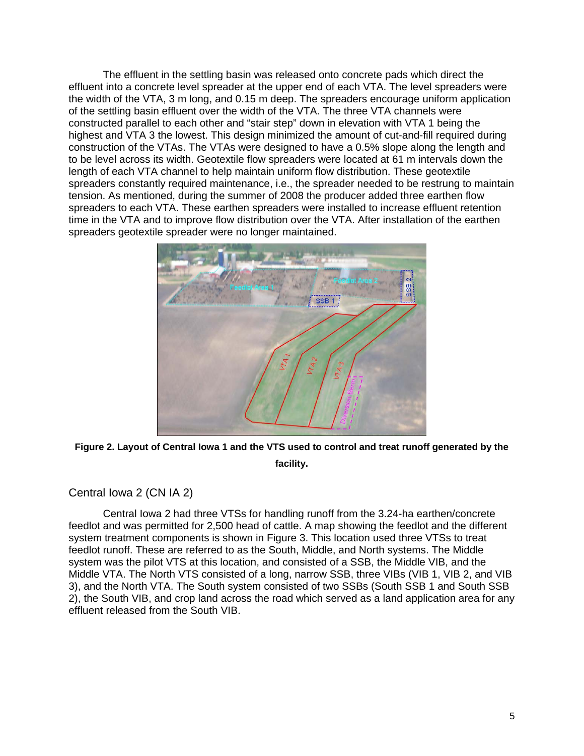The effluent in the settling basin was released onto concrete pads which direct the effluent into a concrete level spreader at the upper end of each VTA. The level spreaders were the width of the VTA, 3 m long, and 0.15 m deep. The spreaders encourage uniform application of the settling basin effluent over the width of the VTA. The three VTA channels were constructed parallel to each other and "stair step" down in elevation with VTA 1 being the highest and VTA 3 the lowest. This design minimized the amount of cut-and-fill required during construction of the VTAs. The VTAs were designed to have a 0.5% slope along the length and to be level across its width. Geotextile flow spreaders were located at 61 m intervals down the length of each VTA channel to help maintain uniform flow distribution. These geotextile spreaders constantly required maintenance, i.e., the spreader needed to be restrung to maintain tension. As mentioned, during the summer of 2008 the producer added three earthen flow spreaders to each VTA. These earthen spreaders were installed to increase effluent retention time in the VTA and to improve flow distribution over the VTA. After installation of the earthen spreaders geotextile spreader were no longer maintained.

**Figure 2. Layout of Central Iowa 1 and the VTS used to control and treat runoff generated by the facility.**

## Central Iowa 2 (CN IA 2)

Central Iowa 2 had three VTSs for handling runoff from the 3.24-ha earthen/concrete feedlot and was permitted for 2,500 head of cattle. A map showing the feedlot and the different system treatment components is shown in Figure 3. This location used three VTSs to treat feedlot runoff. These are referred to as the South, Middle, and North systems. The Middle system was the pilot VTS at this location, and consisted of a SSB, the Middle VIB, and the Middle VTA. The North VTS consisted of a long, narrow SSB, three VIBs (VIB 1, VIB 2, and VIB 3), and the North VTA. The South system consisted of two SSBs (South SSB 1 and South SSB 2), the South VIB, and crop land across the road which served as a land application area for any effluent released from the South VIB.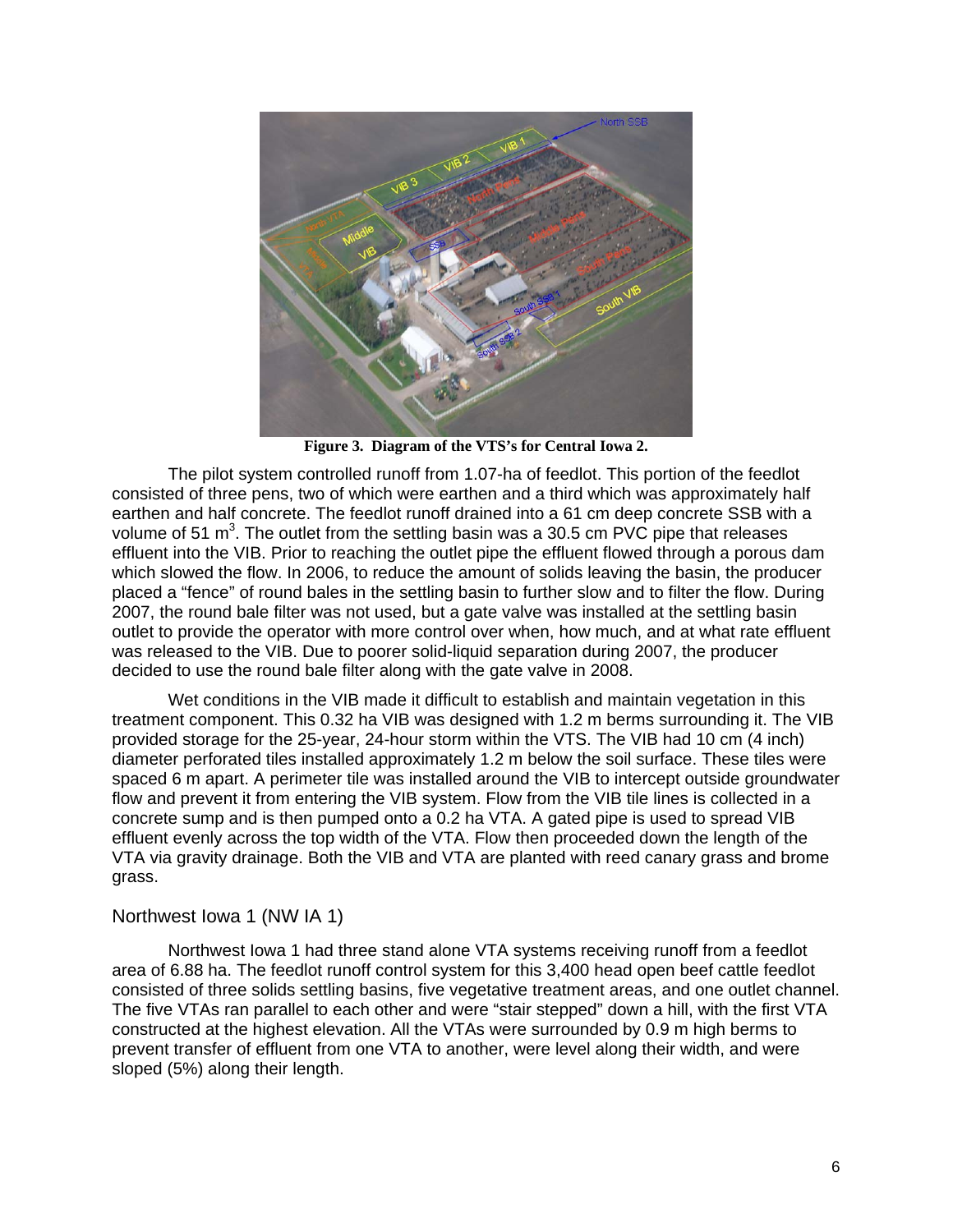**Figure 3. Diagram of the VTS's for Central Iowa 2.**

The pilot system controlled runoff from 1.07-ha of feedlot. This portion of the feedlot consisted of three pens, two of which were earthen and a third which was approximately half earthen and half concrete. The feedlot runoff drained into a 61 cm deep concrete SSB with a volume of 51 $m^3$. The outlet from the settling basin was a 30.5 cm PVC pipe that releases effluent into the VIB. Prior to reaching the outlet pipe the effluent flowed through a porous dam which slowed the flow. In 2006, to reduce the amount of solids leaving the basin, the producer placed a "fence" of round bales in the settling basin to further slow and to filter the flow. During 2007, the round bale filter was not used, but a gate valve was installed at the settling basin outlet to provide the operator with more control over when, how much, and at what rate effluent was released to the VIB. Due to poorer solid-liquid separation during 2007, the producer decided to use the round bale filter along with the gate valve in 2008.

Wet conditions in the VIB made it difficult to establish and maintain vegetation in this treatment component. This 0.32 ha VIB was designed with 1.2 m berms surrounding it. The VIB provided storage for the 25-year, 24-hour storm within the VTS. The VIB had 10 cm (4 inch) diameter perforated tiles installed approximately 1.2 m below the soil surface. These tiles were spaced 6 m apart. A perimeter tile was installed around the VIB to intercept outside groundwater flow and prevent it from entering the VIB system. Flow from the VIB tile lines is collected in a concrete sump and is then pumped onto a 0.2 ha VTA. A gated pipe is used to spread VIB effluent evenly across the top width of the VTA. Flow then proceeded down the length of the VTA via gravity drainage. Both the VIB and VTA are planted with reed canary grass and brome grass.

## Northwest Iowa 1 (NW IA 1)

Northwest Iowa 1 had three stand alone VTA systems receiving runoff from a feedlot area of 6.88 ha. The feedlot runoff control system for this 3,400 head open beef cattle feedlot consisted of three solids settling basins, five vegetative treatment areas, and one outlet channel. The five VTAs ran parallel to each other and were "stair stepped" down a hill, with the first VTA constructed at the highest elevation. All the VTAs were surrounded by 0.9 m high berms to prevent transfer of effluent from one VTA to another, were level along their width, and were sloped (5%) along their length.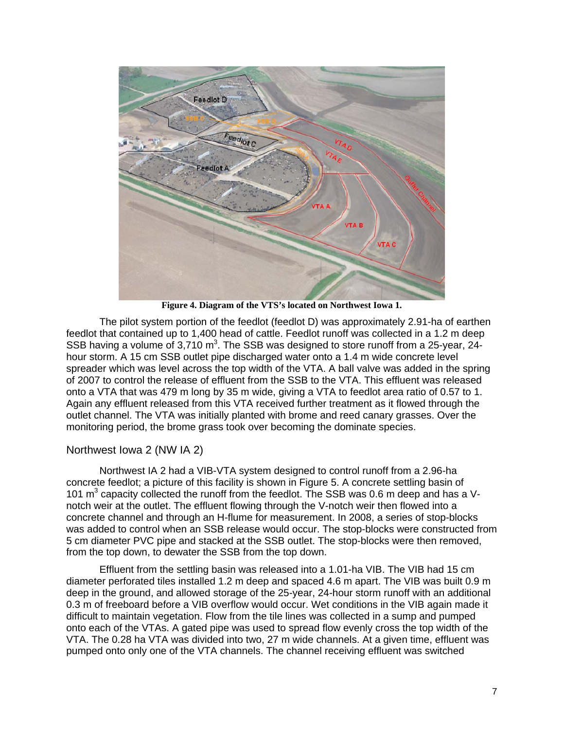**Figure 4. Diagram of the VTS's located on Northwest Iowa 1.**

The pilot system portion of the feedlot (feedlot D) was approximately 2.91-ha of earthen feedlot that contained up to 1,400 head of cattle. Feedlot runoff was collected in a 1.2 m deep SSB having a volume of 3,710 $m^3$. The SSB was designed to store runoff from a 25-year, 24-hour storm. A 15 cm SSB outlet pipe discharged water onto a 1.4 m wide concrete level spreader which was level across the top width of the VTA. A ball valve was added in the spring of 2007 to control the release of effluent from the SSB to the VTA. This effluent was released onto a VTA that was 479 m long by 35 m wide, giving a VTA to feedlot area ratio of 0.57 to 1. Again any effluent released from this VTA received further treatment as it flowed through the outlet channel. The VTA was initially planted with brome and reed canary grasses. Over the monitoring period, the brome grass took over becoming the dominate species.

## Northwest Iowa 2 (NW IA 2)

Northwest IA 2 had a VIB-VTA system designed to control runoff from a 2.96-ha concrete feedlot; a picture of this facility is shown in Figure 5. A concrete settling basin of 101 $m^3$ capacity collected the runoff from the feedlot. The SSB was 0.6 m deep and has a V-notch weir at the outlet. The effluent flowing through the V-notch weir then flowed into a concrete channel and through an H-flume for measurement. In 2008, a series of stop-blocks was added to control when an SSB release would occur. The stop-blocks were constructed from 5 cm diameter PVC pipe and stacked at the SSB outlet. The stop-blocks were then removed, from the top down, to dewater the SSB from the top down.

Effluent from the settling basin was released into a 1.01-ha VIB. The VIB had 15 cm diameter perforated tiles installed 1.2 m deep and spaced 4.6 m apart. The VIB was built 0.9 m deep in the ground, and allowed storage of the 25-year, 24-hour storm runoff with an additional 0.3 m of freeboard before a VIB overflow would occur. Wet conditions in the VIB again made it difficult to maintain vegetation. Flow from the tile lines was collected in a sump and pumped onto each of the VTAs. A gated pipe was used to spread flow evenly cross the top width of the VTA. The 0.28 ha VTA was divided into two, 27 m wide channels. At a given time, effluent was pumped onto only one of the VTA channels. The channel receiving effluent was switched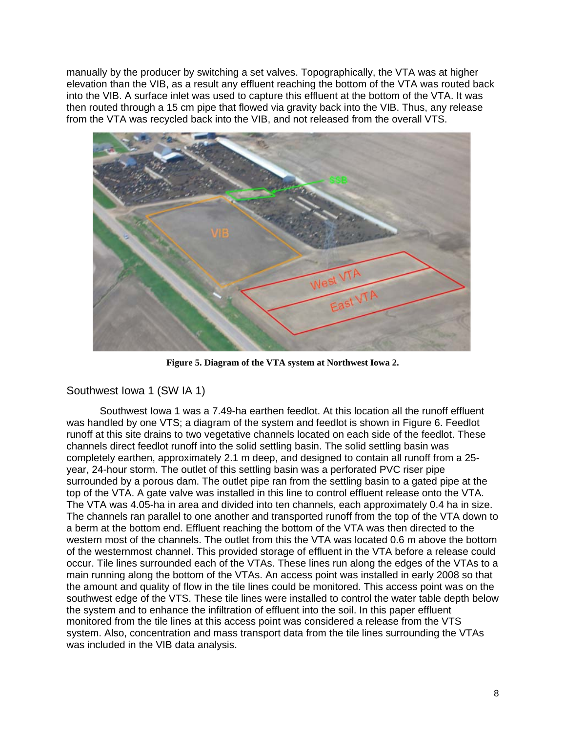manually by the producer by switching a set valves. Topographically, the VTA was at higher elevation than the VIB, as a result any effluent reaching the bottom of the VTA was routed back into the VIB. A surface inlet was used to capture this effluent at the bottom of the VTA. It was then routed through a 15 cm pipe that flowed via gravity back into the VIB. Thus, any release from the VTA was recycled back into the VIB, and not released from the overall VTS.

**Figure 5. Diagram of the VTA system at Northwest Iowa 2.**

## Southwest Iowa 1 (SW IA 1)

Southwest Iowa 1 was a 7.49-ha earthen feedlot. At this location all the runoff effluent was handled by one VTS; a diagram of the system and feedlot is shown in Figure 6. Feedlot runoff at this site drains to two vegetative channels located on each side of the feedlot. These channels direct feedlot runoff into the solid settling basin. The solid settling basin was completely earthen, approximately 2.1 m deep, and designed to contain all runoff from a 25-year, 24-hour storm. The outlet of this settling basin was a perforated PVC riser pipe surrounded by a porous dam. The outlet pipe ran from the settling basin to a gated pipe at the top of the VTA. A gate valve was installed in this line to control effluent release onto the VTA. The VTA was 4.05-ha in area and divided into ten channels, each approximately 0.4 ha in size. The channels ran parallel to one another and transported runoff from the top of the VTA down to a berm at the bottom end. Effluent reaching the bottom of the VTA was then directed to the western most of the channels. The outlet from this the VTA was located 0.6 m above the bottom of the westernmost channel. This provided storage of effluent in the VTA before a release could occur. Tile lines surrounded each of the VTAs. These lines run along the edges of the VTAs to a main running along the bottom of the VTAs. An access point was installed in early 2008 so that the amount and quality of flow in the tile lines could be monitored. This access point was on the southwest edge of the VTS. These tile lines were installed to control the water table depth below the system and to enhance the infiltration of effluent into the soil. In this paper effluent monitored from the tile lines at this access point was considered a release from the VTS system. Also, concentration and mass transport data from the tile lines surrounding the VTAs was included in the VIB data analysis.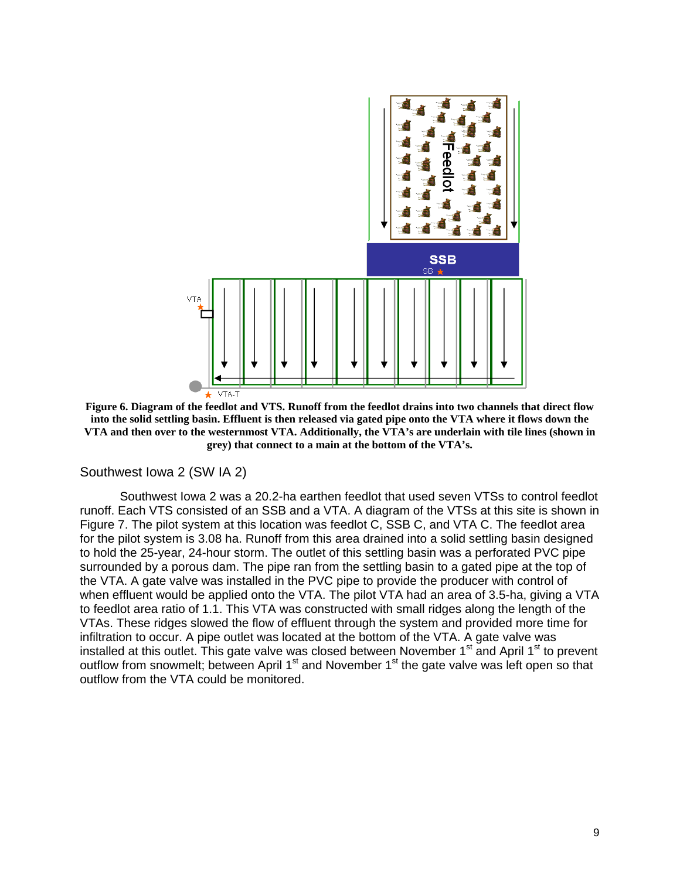**Figure 6. Diagram of the feedlot and VTS. Runoff from the feedlot drains into two channels that direct flow into the solid settling basin. Effluent is then released via gated pipe onto the VTA where it flows down the VTA and then over to the westernmost VTA. Additionally, the VTA's are underlain with tile lines (shown in grey) that connect to a main at the bottom of the VTA's.**

## Southwest Iowa 2 (SW IA 2)

Southwest Iowa 2 was a 20.2-ha earthen feedlot that used seven VTSs to control feedlot runoff. Each VTS consisted of an SSB and a VTA. A diagram of the VTSs at this site is shown in Figure 7. The pilot system at this location was feedlot C, SSB C, and VTA C. The feedlot area for the pilot system is 3.08 ha. Runoff from this area drained into a solid settling basin designed to hold the 25-year, 24-hour storm. The outlet of this settling basin was a perforated PVC pipe surrounded by a porous dam. The pipe ran from the settling basin to a gated pipe at the top of the VTA. A gate valve was installed in the PVC pipe to provide the producer with control of when effluent would be applied onto the VTA. The pilot VTA had an area of 3.5-ha, giving a VTA to feedlot area ratio of 1.1. This VTA was constructed with small ridges along the length of the VTAs. These ridges slowed the flow of effluent through the system and provided more time for infiltration to occur. A pipe outlet was located at the bottom of the VTA. A gate valve was installed at this outlet. This gate valve was closed between November 1st and April 1st to prevent outflow from snowmelt; between April 1st and November 1st the gate valve was left open so that outflow from the VTA could be monitored.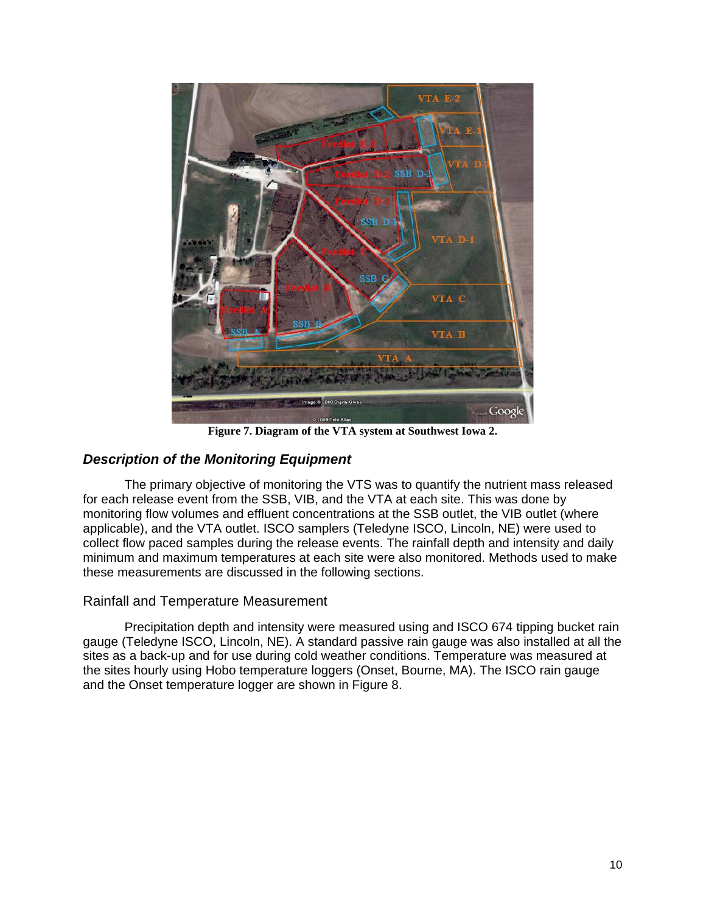Figure 7. Diagram of the VTA system at Southwest Iowa 2.

## *Description of the Monitoring Equipment*

The primary objective of monitoring the VTS was to quantify the nutrient mass released for each release event from the SSB, VIB, and the VTA at each site. This was done by monitoring flow volumes and effluent concentrations at the SSB outlet, the VIB outlet (where applicable), and the VTA outlet. ISCO samplers (Teledyne ISCO, Lincoln, NE) were used to collect flow paced samples during the release events. The rainfall depth and intensity and daily minimum and maximum temperatures at each site were also monitored. Methods used to make these measurements are discussed in the following sections.

### Rainfall and Temperature Measurement

Precipitation depth and intensity were measured using and ISCO 674 tipping bucket rain gauge (Teledyne ISCO, Lincoln, NE). A standard passive rain gauge was also installed at all the sites as a back-up and for use during cold weather conditions. Temperature was measured at the sites hourly using Hobo temperature loggers (Onset, Bourne, MA). The ISCO rain gauge and the Onset temperature logger are shown in Figure 8.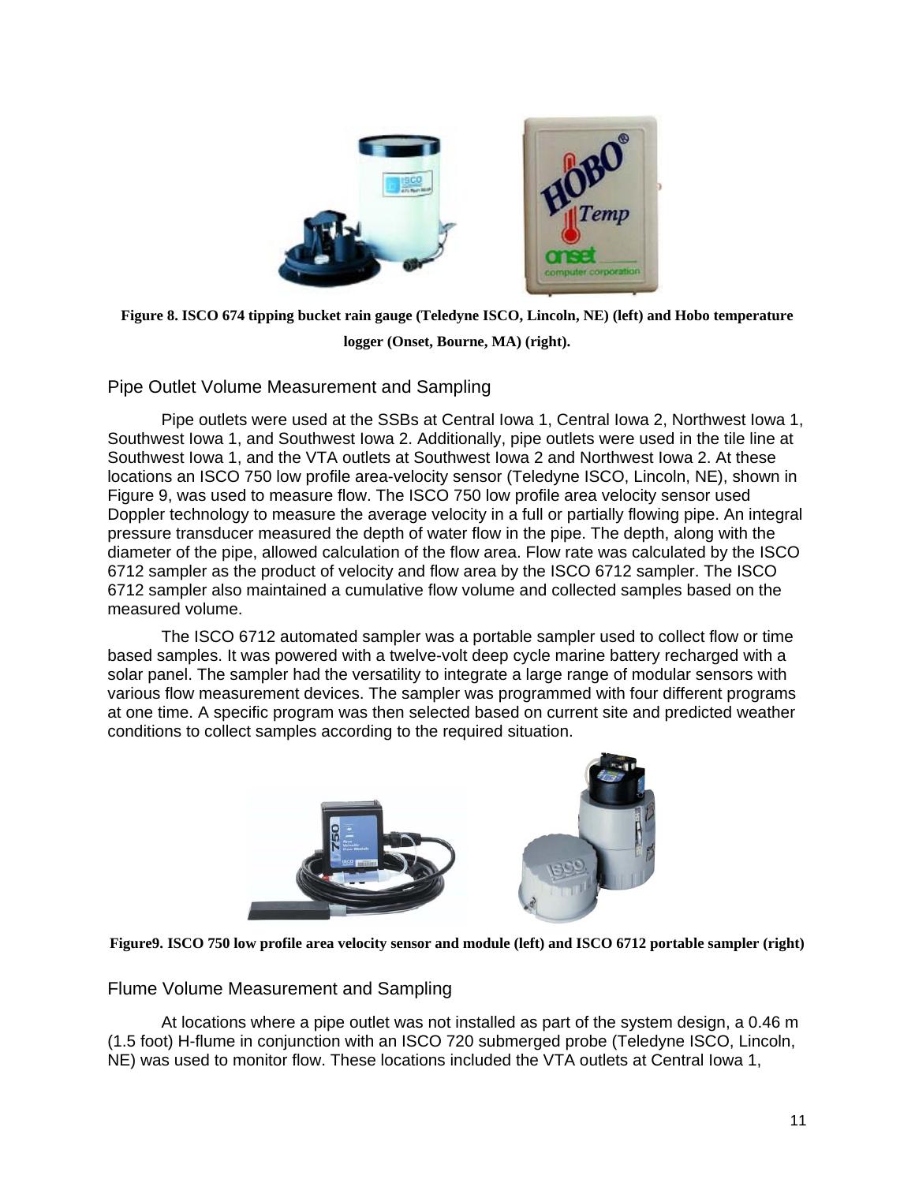Figure 8. ISCO 674 tipping bucket rain gauge (Teledyne ISCO, Lincoln, NE) (left) and Hobo temperature logger (Onset, Bourne, MA) (right).

## Pipe Outlet Volume Measurement and Sampling

Pipe outlets were used at the SSBs at Central Iowa 1, Central Iowa 2, Northwest Iowa 1, Southwest Iowa 1, and Southwest Iowa 2. Additionally, pipe outlets were used in the tile line at Southwest Iowa 1, and the VTA outlets at Southwest Iowa 2 and Northwest Iowa 2. At these locations an ISCO 750 low profile area-velocity sensor (Teledyne ISCO, Lincoln, NE), shown in Figure 9, was used to measure flow. The ISCO 750 low profile area velocity sensor used Doppler technology to measure the average velocity in a full or partially flowing pipe. An integral pressure transducer measured the depth of water flow in the pipe. The depth, along with the diameter of the pipe, allowed calculation of the flow area. Flow rate was calculated by the ISCO 6712 sampler as the product of velocity and flow area by the ISCO 6712 sampler. The ISCO 6712 sampler also maintained a cumulative flow volume and collected samples based on the measured volume.

The ISCO 6712 automated sampler was a portable sampler used to collect flow or time based samples. It was powered with a twelve-volt deep cycle marine battery recharged with a solar panel. The sampler had the versatility to integrate a large range of modular sensors with various flow measurement devices. The sampler was programmed with four different programs at one time. A specific program was then selected based on current site and predicted weather conditions to collect samples according to the required situation.

Figure9. ISCO 750 low profile area velocity sensor and module (left) and ISCO 6712 portable sampler (right)

## Flume Volume Measurement and Sampling

At locations where a pipe outlet was not installed as part of the system design, a 0.46 m (1.5 foot) H-flume in conjunction with an ISCO 720 submerged probe (Teledyne ISCO, Lincoln, NE) was used to monitor flow. These locations included the VTA outlets at Central Iowa 1,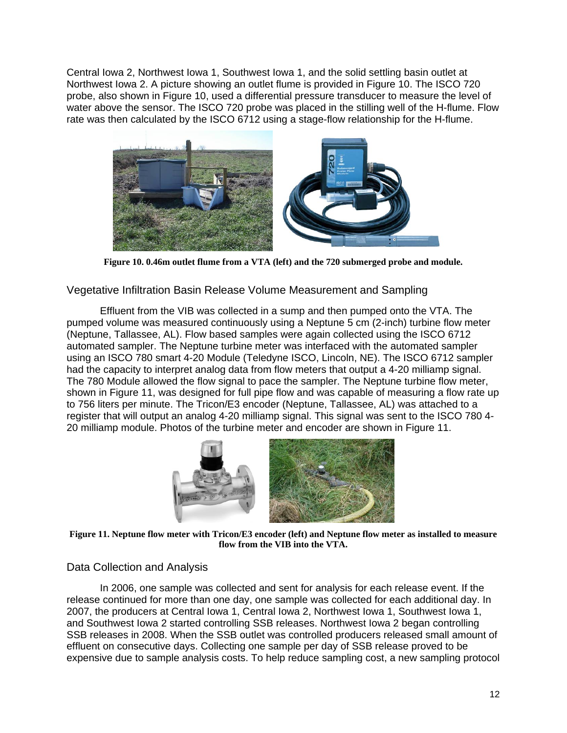Central Iowa 2, Northwest Iowa 1, Southwest Iowa 1, and the solid settling basin outlet at Northwest Iowa 2. A picture showing an outlet flume is provided in Figure 10. The ISCO 720 probe, also shown in Figure 10, used a differential pressure transducer to measure the level of water above the sensor. The ISCO 720 probe was placed in the stilling well of the H-flume. Flow rate was then calculated by the ISCO 6712 using a stage-flow relationship for the H-flume.

**Figure 10. 0.46m outlet flume from a VTA (left) and the 720 submerged probe and module.**

## Vegetative Infiltration Basin Release Volume Measurement and Sampling

Effluent from the VIB was collected in a sump and then pumped onto the VTA. The pumped volume was measured continuously using a Neptune 5 cm (2-inch) turbine flow meter (Neptune, Tallassee, AL). Flow based samples were again collected using the ISCO 6712 automated sampler. The Neptune turbine meter was interfaced with the automated sampler using an ISCO 780 smart 4-20 Module (Teledyne ISCO, Lincoln, NE). The ISCO 6712 sampler had the capacity to interpret analog data from flow meters that output a 4-20 milliamp signal. The 780 Module allowed the flow signal to pace the sampler. The Neptune turbine flow meter, shown in Figure 11, was designed for full pipe flow and was capable of measuring a flow rate up to 756 liters per minute. The Tricon/E3 encoder (Neptune, Tallassee, AL) was attached to a register that will output an analog 4-20 milliamp signal. This signal was sent to the ISCO 780 4-20 milliamp module. Photos of the turbine meter and encoder are shown in Figure 11.

**Figure 11. Neptune flow meter with Tricon/E3 encoder (left) and Neptune flow meter as installed to measure flow from the VIB into the VTA.**

## Data Collection and Analysis

In 2006, one sample was collected and sent for analysis for each release event. If the release continued for more than one day, one sample was collected for each additional day. In 2007, the producers at Central Iowa 1, Central Iowa 2, Northwest Iowa 1, Southwest Iowa 1, and Southwest Iowa 2 started controlling SSB releases. Northwest Iowa 2 began controlling SSB releases in 2008. When the SSB outlet was controlled producers released small amount of effluent on consecutive days. Collecting one sample per day of SSB release proved to be expensive due to sample analysis costs. To help reduce sampling cost, a new sampling protocol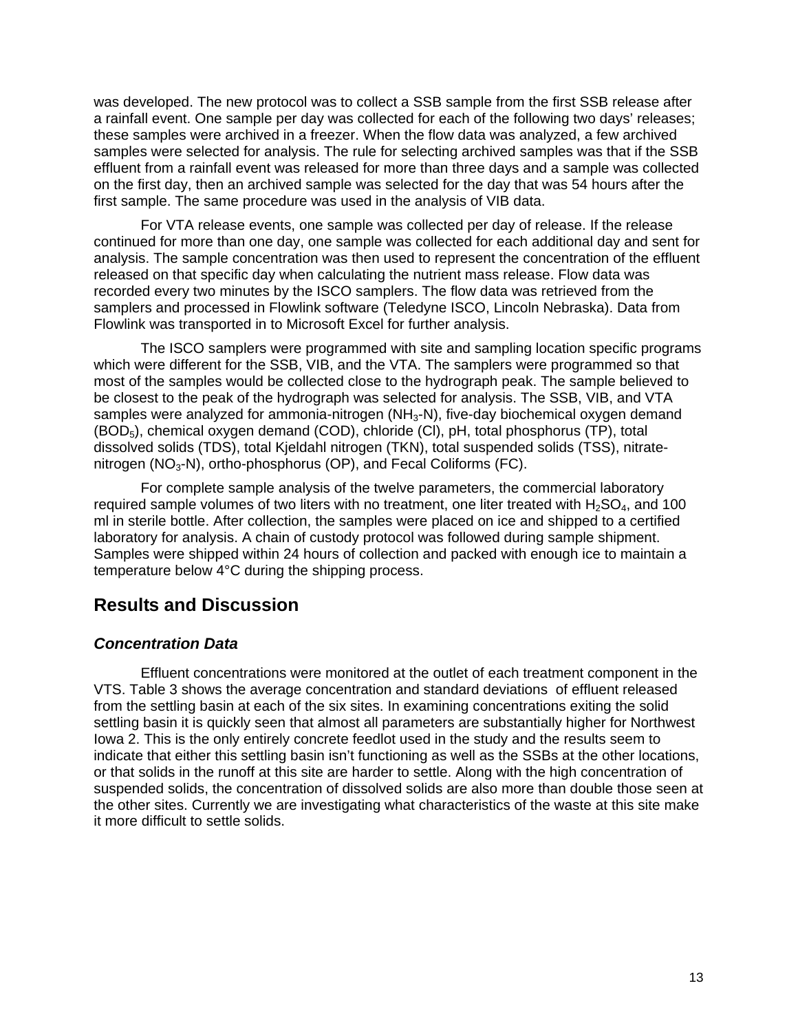was developed. The new protocol was to collect a SSB sample from the first SSB release after a rainfall event. One sample per day was collected for each of the following two days' releases; these samples were archived in a freezer. When the flow data was analyzed, a few archived samples were selected for analysis. The rule for selecting archived samples was that if the SSB effluent from a rainfall event was released for more than three days and a sample was collected on the first day, then an archived sample was selected for the day that was 54 hours after the first sample. The same procedure was used in the analysis of VIB data.

For VTA release events, one sample was collected per day of release. If the release continued for more than one day, one sample was collected for each additional day and sent for analysis. The sample concentration was then used to represent the concentration of the effluent released on that specific day when calculating the nutrient mass release. Flow data was recorded every two minutes by the ISCO samplers. The flow data was retrieved from the samplers and processed in Flowlink software (Teledyne ISCO, Lincoln Nebraska). Data from Flowlink was transported in to Microsoft Excel for further analysis.

The ISCO samplers were programmed with site and sampling location specific programs which were different for the SSB, VIB, and the VTA. The samplers were programmed so that most of the samples would be collected close to the hydrograph peak. The sample believed to be closest to the peak of the hydrograph was selected for analysis. The SSB, VIB, and VTA samples were analyzed for ammonia-nitrogen ($NH_3$-N), five-day biochemical oxygen demand ($BOD_5$), chemical oxygen demand (COD), chloride (Cl), pH, total phosphorus (TP), total dissolved solids (TDS), total Kjeldahl nitrogen (TKN), total suspended solids (TSS), nitrate-nitrogen ($NO_3$-N), ortho-phosphorus (OP), and Fecal Coliforms (FC).

For complete sample analysis of the twelve parameters, the commercial laboratory required sample volumes of two liters with no treatment, one liter treated with $H_2SO_4$, and 100 ml in sterile bottle. After collection, the samples were placed on ice and shipped to a certified laboratory for analysis. A chain of custody protocol was followed during sample shipment. Samples were shipped within 24 hours of collection and packed with enough ice to maintain a temperature below 4°C during the shipping process.

## Results and Discussion

### *Concentration Data*

Effluent concentrations were monitored at the outlet of each treatment component in the VTS. Table 3 shows the average concentration and standard deviations of effluent released from the settling basin at each of the six sites. In examining concentrations exiting the solid settling basin it is quickly seen that almost all parameters are substantially higher for Northwest Iowa 2. This is the only entirely concrete feedlot used in the study and the results seem to indicate that either this settling basin isn't functioning as well as the SSBs at the other locations, or that solids in the runoff at this site are harder to settle. Along with the high concentration of suspended solids, the concentration of dissolved solids are also more than double those seen at the other sites. Currently we are investigating what characteristics of the waste at this site make it more difficult to settle solids.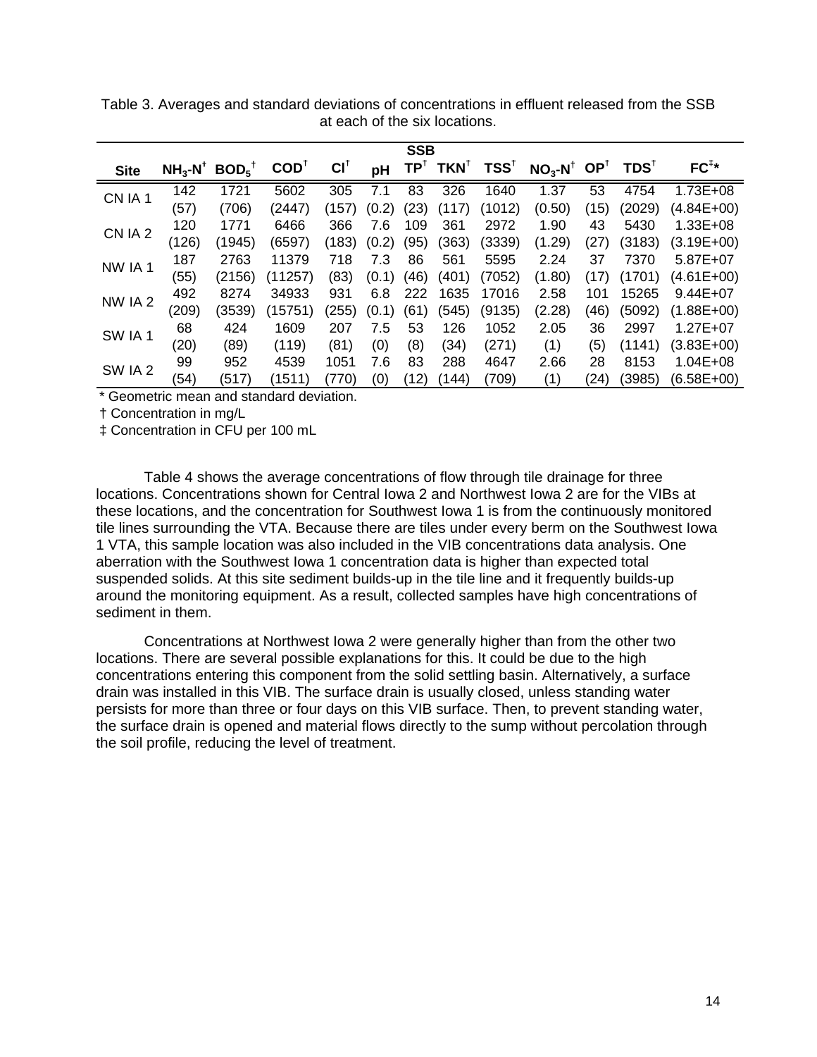Table 3. Averages and standard deviations of concentrations in effluent released from the SSB at each of the six locations.

| Site | SSB | | | | | | | | | | | |
|---|---|---|---|---|---|---|---|---|---|---|---|---|
| | $NH_3$-N† | $BOD_5$† | COD† | Cl† | pH | TP† | TKN† | TSS† | $NO_3$-N† | OP† | TDS† | FC‡* |
| CN IA 1 | 142 | 1721 | 5602 | 305 | 7.1 | 83 | 326 | 1640 | 1.37 | 53 | 4754 | 1.73E+08 |
| | (57) | (706) | (2447) | (157) | (0.2) | (23) | (117) | (1012) | (0.50) | (15) | (2029) | (4.84E+00) |
| CN IA 2 | 120 | 1771 | 6466 | 366 | 7.6 | 109 | 361 | 2972 | 1.90 | 43 | 5430 | 1.33E+08 |
| | (126) | (1945) | (6597) | (183) | (0.2) | (95) | (363) | (3339) | (1.29) | (27) | (3183) | (3.19E+00) |
| NW IA 1 | 187 | 2763 | 11379 | 718 | 7.3 | 86 | 561 | 5595 | 2.24 | 37 | 7370 | 5.87E+07 |
| | (55) | (2156) | (11257) | (83) | (0.1) | (46) | (401) | (7052) | (1.80) | (17) | (1701) | (4.61E+00) |
| NW IA 2 | 492 | 8274 | 34933 | 931 | 6.8 | 222 | 1635 | 17016 | 2.58 | 101 | 15265 | 9.44E+07 |
| | (209) | (3539) | (15751) | (255) | (0.1) | (61) | (545) | (9135) | (2.28) | (46) | (5092) | (1.88E+00) |
| SW IA 1 | 68 | 424 | 1609 | 207 | 7.5 | 53 | 126 | 1052 | 2.05 | 36 | 2997 | 1.27E+07 |
| | (20) | (89) | (119) | (81) | (0) | (8) | (34) | (271) | (1) | (5) | (1141) | (3.83E+00) |
| SW IA 2 | 99 | 952 | 4539 | 1051 | 7.6 | 83 | 288 | 4647 | 2.66 | 28 | 8153 | 1.04E+08 |
| | (54) | (517) | (1511) | (770) | (0) | (12) | (144) | (709) | (1) | (24) | (3985) | (6.58E+00) |

\* Geometric mean and standard deviation.

† Concentration in mg/L

‡ Concentration in CFU per 100 mL

Table 4 shows the average concentrations of flow through tile drainage for three locations. Concentrations shown for Central Iowa 2 and Northwest Iowa 2 are for the VIBs at these locations, and the concentration for Southwest Iowa 1 is from the continuously monitored tile lines surrounding the VTA. Because there are tiles under every berm on the Southwest Iowa 1 VTA, this sample location was also included in the VIB concentrations data analysis. One aberration with the Southwest Iowa 1 concentration data is higher than expected total suspended solids. At this site sediment builds-up in the tile line and it frequently builds-up around the monitoring equipment. As a result, collected samples have high concentrations of sediment in them.

Concentrations at Northwest Iowa 2 were generally higher than from the other two locations. There are several possible explanations for this. It could be due to the high concentrations entering this component from the solid settling basin. Alternatively, a surface drain was installed in this VIB. The surface drain is usually closed, unless standing water persists for more than three or four days on this VIB surface. Then, to prevent standing water, the surface drain is opened and material flows directly to the sump without percolation through the soil profile, reducing the level of treatment.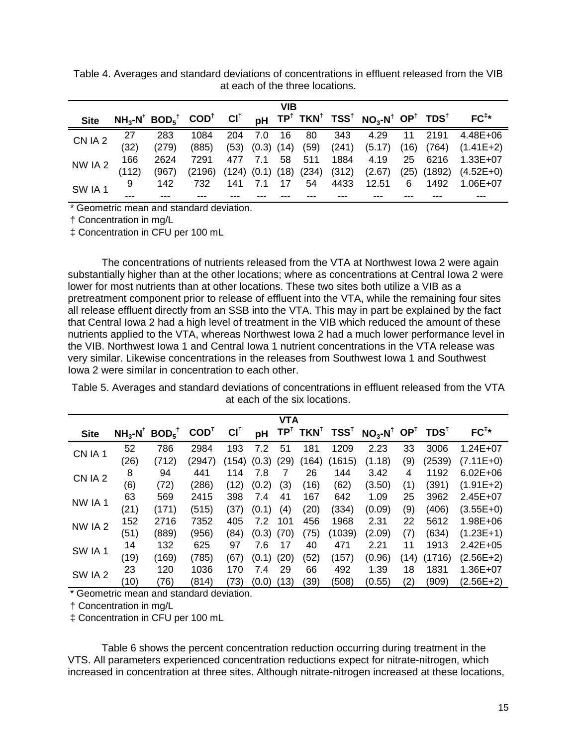Table 4. Averages and standard deviations of concentrations in effluent released from the VIB at each of the three locations.

| | VIB | | | | | | | | | | | |
|---|---|---|---|---|---|---|---|---|---|---|---|---|
| Site | $NH_3$-N† | $BOD_5$† | COD† | Cl† | pH | TP† | TKN† | TSS† | $NO_3$-N† | OP† | TDS† | FC‡* |
| CN IA 2 | 27 | 283 | 1084 | 204 | 7.0 | 16 | 80 | 343 | 4.29 | 11 | 2191 | 4.48E+06 |
| | (32) | (279) | (885) | (53) | (0.3) | (14) | (59) | (241) | (5.17) | (16) | (764) | (1.41E+2) |
| NW IA 2 | 166 | 2624 | 7291 | 477 | 7.1 | 58 | 511 | 1884 | 4.19 | 25 | 6216 | 1.33E+07 |
| | (112) | (967) | (2196) | (124) | (0.1) | (18) | (234) | (312) | (2.67) | (25) | (1892) | (4.52E+0) |
| SW IA 1 | 9 | 142 | 732 | 141 | 7.1 | 17 | 54 | 4433 | 12.51 | 6 | 1492 | 1.06E+07 |
| | --- | --- | --- | --- | --- | --- | --- | --- | --- | --- | --- | --- |

\* Geometric mean and standard deviation.

† Concentration in mg/L

‡ Concentration in CFU per 100 mL

The concentrations of nutrients released from the VTA at Northwest Iowa 2 were again substantially higher than at the other locations; where as concentrations at Central Iowa 2 were lower for most nutrients than at other locations. These two sites both utilize a VIB as a pretreatment component prior to release of effluent into the VTA, while the remaining four sites all release effluent directly from an SSB into the VTA. This may in part be explained by the fact that Central Iowa 2 had a high level of treatment in the VIB which reduced the amount of these nutrients applied to the VTA, whereas Northwest Iowa 2 had a much lower performance level in the VIB. Northwest Iowa 1 and Central Iowa 1 nutrient concentrations in the VTA release was very similar. Likewise concentrations in the releases from Southwest Iowa 1 and Southwest Iowa 2 were similar in concentration to each other.

Table 5. Averages and standard deviations of concentrations in effluent released from the VTA at each of the six locations.

| | VTA | | | | | | | | | | | |
|---|---|---|---|---|---|---|---|---|---|---|---|---|
| Site | $NH_3$-N† | $BOD_5$† | COD† | Cl† | pH | TP† | TKN† | TSS† | $NO_3$-N† | OP† | TDS† | FC‡* |
| CN IA 1 | 52 | 786 | 2984 | 193 | 7.2 | 51 | 181 | 1209 | 2.23 | 33 | 3006 | 1.24E+07 |
| | (26) | (712) | (2947) | (154) | (0.3) | (29) | (164) | (1615) | (1.18) | (9) | (2539) | (7.11E+0) |
| CN IA 2 | 8 | 94 | 441 | 114 | 7.8 | 7 | 26 | 144 | 3.42 | 4 | 1192 | 6.02E+06 |
| | (6) | (72) | (286) | (12) | (0.2) | (3) | (16) | (62) | (3.50) | (1) | (391) | (1.91E+2) |
| NW IA 1 | 63 | 569 | 2415 | 398 | 7.4 | 41 | 167 | 642 | 1.09 | 25 | 3962 | 2.45E+07 |
| | (21) | (171) | (515) | (37) | (0.1) | (4) | (20) | (334) | (0.09) | (9) | (406) | (3.55E+0) |
| NW IA 2 | 152 | 2716 | 7352 | 405 | 7.2 | 101 | 456 | 1968 | 2.31 | 22 | 5612 | 1.98E+06 |
| | (51) | (889) | (956) | (84) | (0.3) | (70) | (75) | (1039) | (2.09) | (7) | (634) | (1.23E+1) |
| SW IA 1 | 14 | 132 | 625 | 97 | 7.6 | 17 | 40 | 471 | 2.21 | 11 | 1913 | 2.42E+05 |
| | (19) | (169) | (785) | (67) | (0.1) | (20) | (52) | (157) | (0.96) | (14) | (1716) | (2.56E+2) |
| SW IA 2 | 23 | 120 | 1036 | 170 | 7.4 | 29 | 66 | 492 | 1.39 | 18 | 1831 | 1.36E+07 |
| | (10) | (76) | (814) | (73) | (0.0) | (13) | (39) | (508) | (0.55) | (2) | (909) | (2.56E+2) |

\* Geometric mean and standard deviation.

† Concentration in mg/L

‡ Concentration in CFU per 100 mL

Table 6 shows the percent concentration reduction occurring during treatment in the VTS. All parameters experienced concentration reductions expect for nitrate-nitrogen, which increased in concentration at three sites. Although nitrate-nitrogen increased at these locations,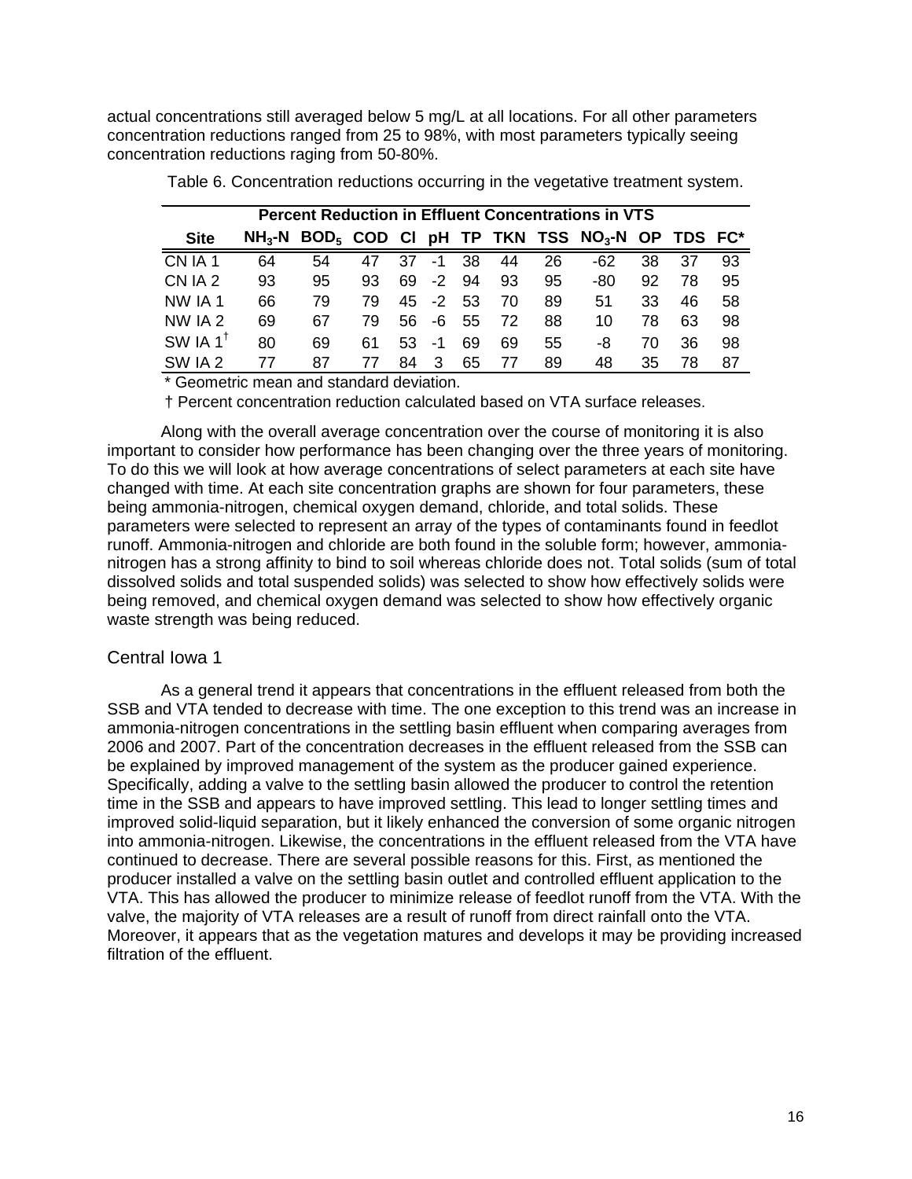actual concentrations still averaged below 5 mg/L at all locations. For all other parameters concentration reductions ranged from 25 to 98%, with most parameters typically seeing concentration reductions raging from 50-80%.

Table 6. Concentration reductions occurring in the vegetative treatment system.

| | Percent Reduction in Effluent Concentrations in VTS | | | | | | | | | | | |
|---|---|---|---|---|---|---|---|---|---|---|---|---|
| **Site** | **$NH_3$-N** | **$BOD_5$** | **COD** | **Cl** | **pH** | **TP** | **TKN** | **TSS** | **$NO_3$-N** | **OP** | **TDS** | **FC*** |
| CN IA 1 | 64 | 54 | 47 | 37 | -1 | 38 | 44 | 26 | -62 | 38 | 37 | 93 |
| CN IA 2 | 93 | 95 | 93 | 69 | -2 | 94 | 93 | 95 | -80 | 92 | 78 | 95 |
| NW IA 1 | 66 | 79 | 79 | 45 | -2 | 53 | 70 | 89 | 51 | 33 | 46 | 58 |
| NW IA 2 | 69 | 67 | 79 | 56 | -6 | 55 | 72 | 88 | 10 | 78 | 63 | 98 |
| SW IA 1† | 80 | 69 | 61 | 53 | -1 | 69 | 69 | 55 | -8 | 70 | 36 | 98 |
| SW IA 2 | 77 | 87 | 77 | 84 | 3 | 65 | 77 | 89 | 48 | 35 | 78 | 87 |

\* Geometric mean and standard deviation.

† Percent concentration reduction calculated based on VTA surface releases.

Along with the overall average concentration over the course of monitoring it is also important to consider how performance has been changing over the three years of monitoring. To do this we will look at how average concentrations of select parameters at each site have changed with time. At each site concentration graphs are shown for four parameters, these being ammonia-nitrogen, chemical oxygen demand, chloride, and total solids. These parameters were selected to represent an array of the types of contaminants found in feedlot runoff. Ammonia-nitrogen and chloride are both found in the soluble form; however, ammonia-nitrogen has a strong affinity to bind to soil whereas chloride does not. Total solids (sum of total dissolved solids and total suspended solids) was selected to show how effectively solids were being removed, and chemical oxygen demand was selected to show how effectively organic waste strength was being reduced.

## Central Iowa 1

As a general trend it appears that concentrations in the effluent released from both the SSB and VTA tended to decrease with time. The one exception to this trend was an increase in ammonia-nitrogen concentrations in the settling basin effluent when comparing averages from 2006 and 2007. Part of the concentration decreases in the effluent released from the SSB can be explained by improved management of the system as the producer gained experience. Specifically, adding a valve to the settling basin allowed the producer to control the retention time in the SSB and appears to have improved settling. This lead to longer settling times and improved solid-liquid separation, but it likely enhanced the conversion of some organic nitrogen into ammonia-nitrogen. Likewise, the concentrations in the effluent released from the VTA have continued to decrease. There are several possible reasons for this. First, as mentioned the producer installed a valve on the settling basin outlet and controlled effluent application to the VTA. This has allowed the producer to minimize release of feedlot runoff from the VTA. With the valve, the majority of VTA releases are a result of runoff from direct rainfall onto the VTA. Moreover, it appears that as the vegetation matures and develops it may be providing increased filtration of the effluent.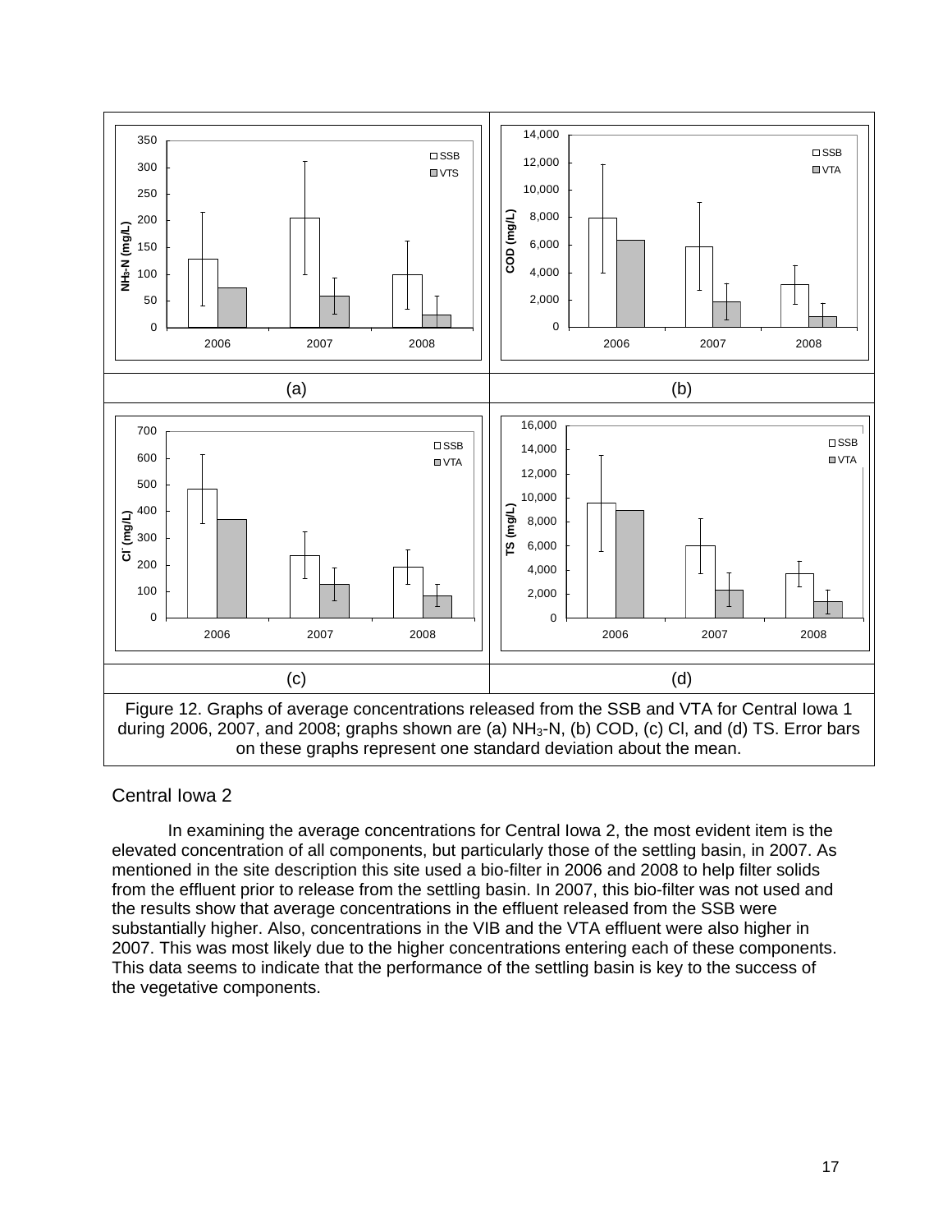Figure 12. Graphs of average concentrations released from the SSB and VTA for Central Iowa 1 during 2006, 2007, and 2008; graphs shown are (a) $NH_3$-N, (b) COD, (c) Cl, and (d) TS. Error bars on these graphs represent one standard deviation about the mean.

## Central Iowa 2

In examining the average concentrations for Central Iowa 2, the most evident item is the elevated concentration of all components, but particularly those of the settling basin, in 2007. As mentioned in the site description this site used a bio-filter in 2006 and 2008 to help filter solids from the effluent prior to release from the settling basin. In 2007, this bio-filter was not used and the results show that average concentrations in the effluent released from the SSB were substantially higher. Also, concentrations in the VIB and the VTA effluent were also higher in 2007. This was most likely due to the higher concentrations entering each of these components. This data seems to indicate that the performance of the settling basin is key to the success of the vegetative components.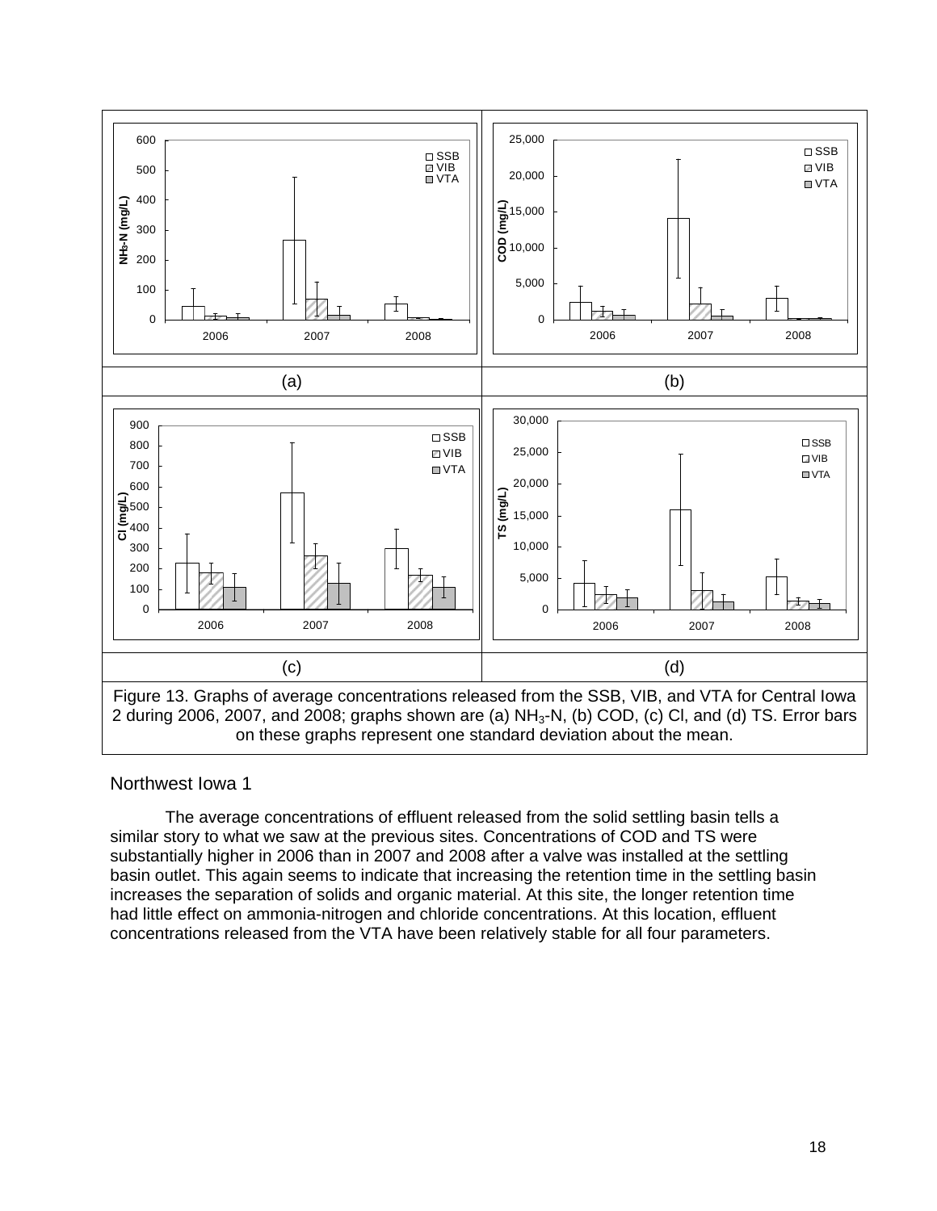Figure 13. Graphs of average concentrations released from the SSB, VIB, and VTA for Central Iowa 2 during 2006, 2007, and 2008; graphs shown are (a) $NH_3$-N, (b) COD, (c) Cl, and (d) TS. Error bars on these graphs represent one standard deviation about the mean.

## Northwest Iowa 1

The average concentrations of effluent released from the solid settling basin tells a similar story to what we saw at the previous sites. Concentrations of COD and TS were substantially higher in 2006 than in 2007 and 2008 after a valve was installed at the settling basin outlet. This again seems to indicate that increasing the retention time in the settling basin increases the separation of solids and organic material. At this site, the longer retention time had little effect on ammonia-nitrogen and chloride concentrations. At this location, effluent concentrations released from the VTA have been relatively stable for all four parameters.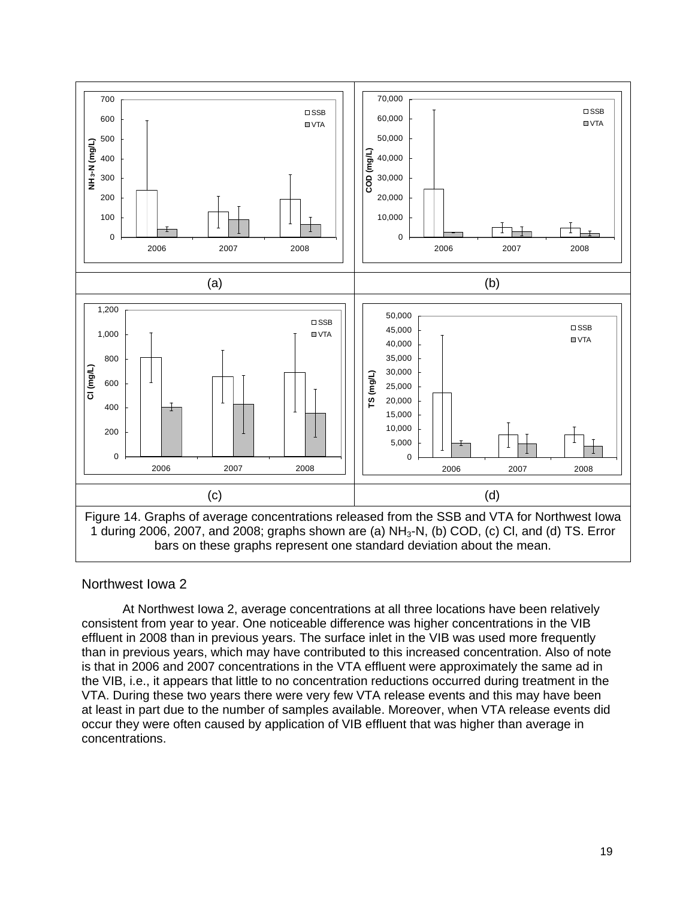Figure 14. Graphs of average concentrations released from the SSB and VTA for Northwest Iowa 1 during 2006, 2007, and 2008; graphs shown are (a) $NH_3$-N, (b) COD, (c) Cl, and (d) TS. Error bars on these graphs represent one standard deviation about the mean.

### Northwest Iowa 2

At Northwest Iowa 2, average concentrations at all three locations have been relatively consistent from year to year. One noticeable difference was higher concentrations in the VIB effluent in 2008 than in previous years. The surface inlet in the VIB was used more frequently than in previous years, which may have contributed to this increased concentration. Also of note is that in 2006 and 2007 concentrations in the VTA effluent were approximately the same ad in the VIB, i.e., it appears that little to no concentration reductions occurred during treatment in the VTA. During these two years there were very few VTA release events and this may have been at least in part due to the number of samples available. Moreover, when VTA release events did occur they were often caused by application of VIB effluent that was higher than average in concentrations.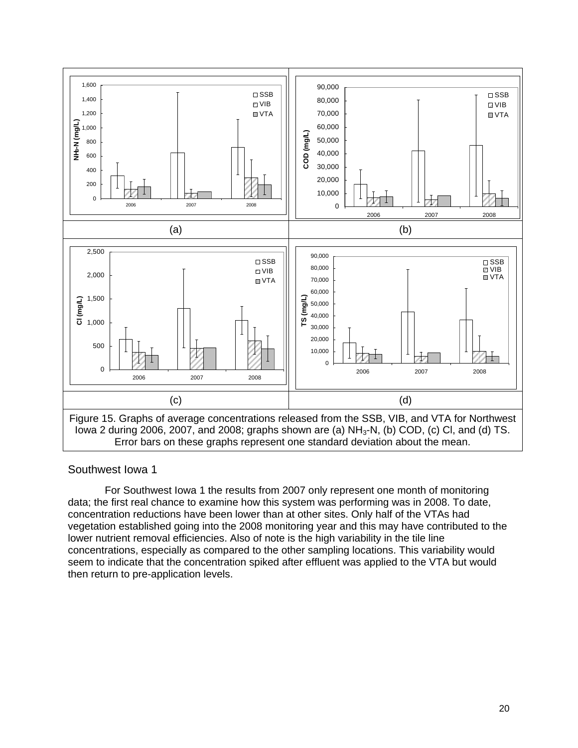(a) (b)

(c) (d)

Figure 15. Graphs of average concentrations released from the SSB, VIB, and VTA for Northwest Iowa 2 during 2006, 2007, and 2008; graphs shown are (a) $NH_3$-N, (b) COD, (c) Cl, and (d) TS. Error bars on these graphs represent one standard deviation about the mean.

### Southwest Iowa 1

For Southwest Iowa 1 the results from 2007 only represent one month of monitoring data; the first real chance to examine how this system was performing was in 2008. To date, concentration reductions have been lower than at other sites. Only half of the VTAs had vegetation established going into the 2008 monitoring year and this may have contributed to the lower nutrient removal efficiencies. Also of note is the high variability in the tile line concentrations, especially as compared to the other sampling locations. This variability would seem to indicate that the concentration spiked after effluent was applied to the VTA but would then return to pre-application levels.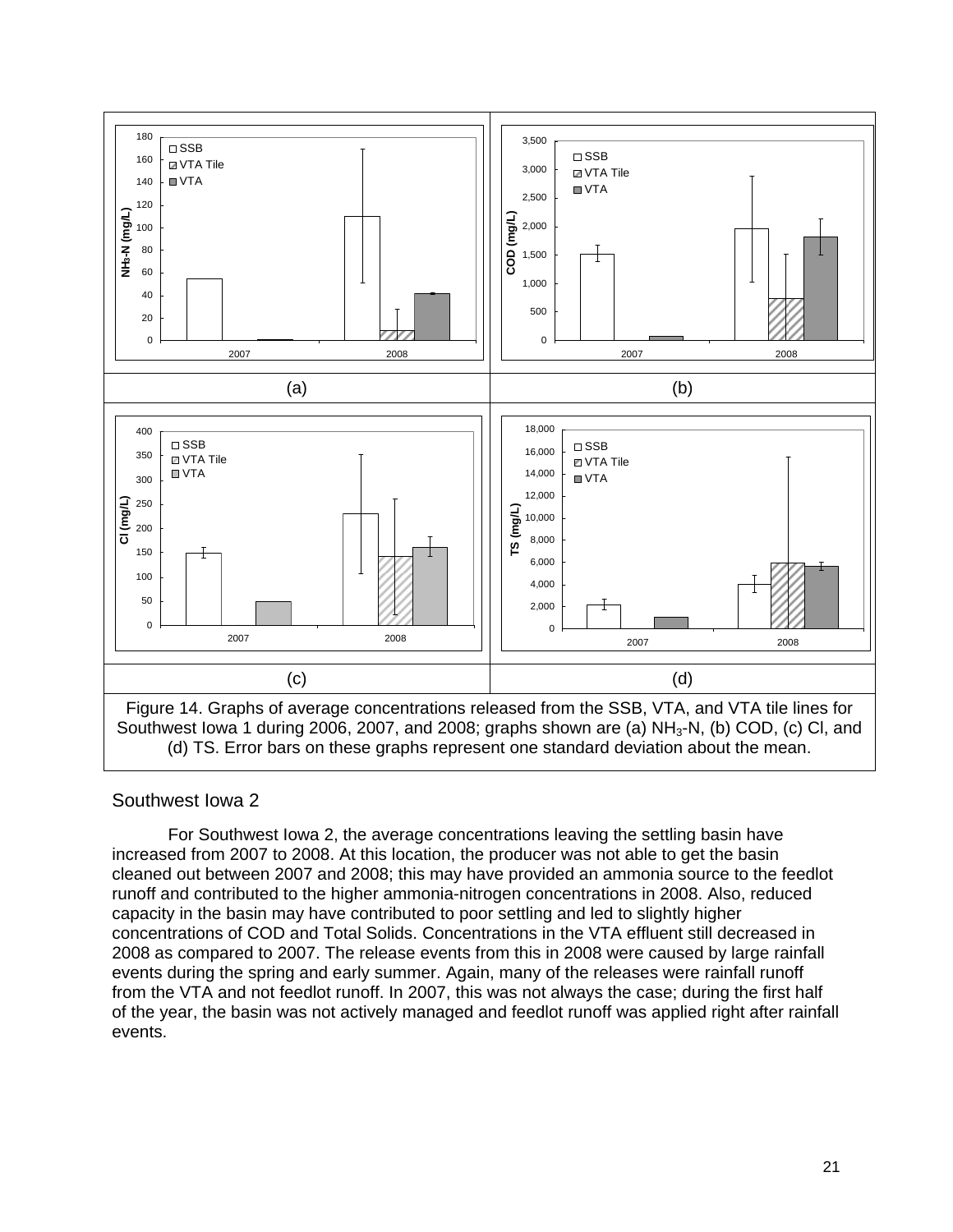Figure 14. Graphs of average concentrations released from the SSB, VTA, and VTA tile lines for Southwest Iowa 1 during 2006, 2007, and 2008; graphs shown are (a) $NH_3$-N, (b) COD, (c) Cl, and (d) TS. Error bars on these graphs represent one standard deviation about the mean.

## Southwest Iowa 2

For Southwest Iowa 2, the average concentrations leaving the settling basin have increased from 2007 to 2008. At this location, the producer was not able to get the basin cleaned out between 2007 and 2008; this may have provided an ammonia source to the feedlot runoff and contributed to the higher ammonia-nitrogen concentrations in 2008. Also, reduced capacity in the basin may have contributed to poor settling and led to slightly higher concentrations of COD and Total Solids. Concentrations in the VTA effluent still decreased in 2008 as compared to 2007. The release events from this in 2008 were caused by large rainfall events during the spring and early summer. Again, many of the releases were rainfall runoff from the VTA and not feedlot runoff. In 2007, this was not always the case; during the first half of the year, the basin was not actively managed and feedlot runoff was applied right after rainfall events.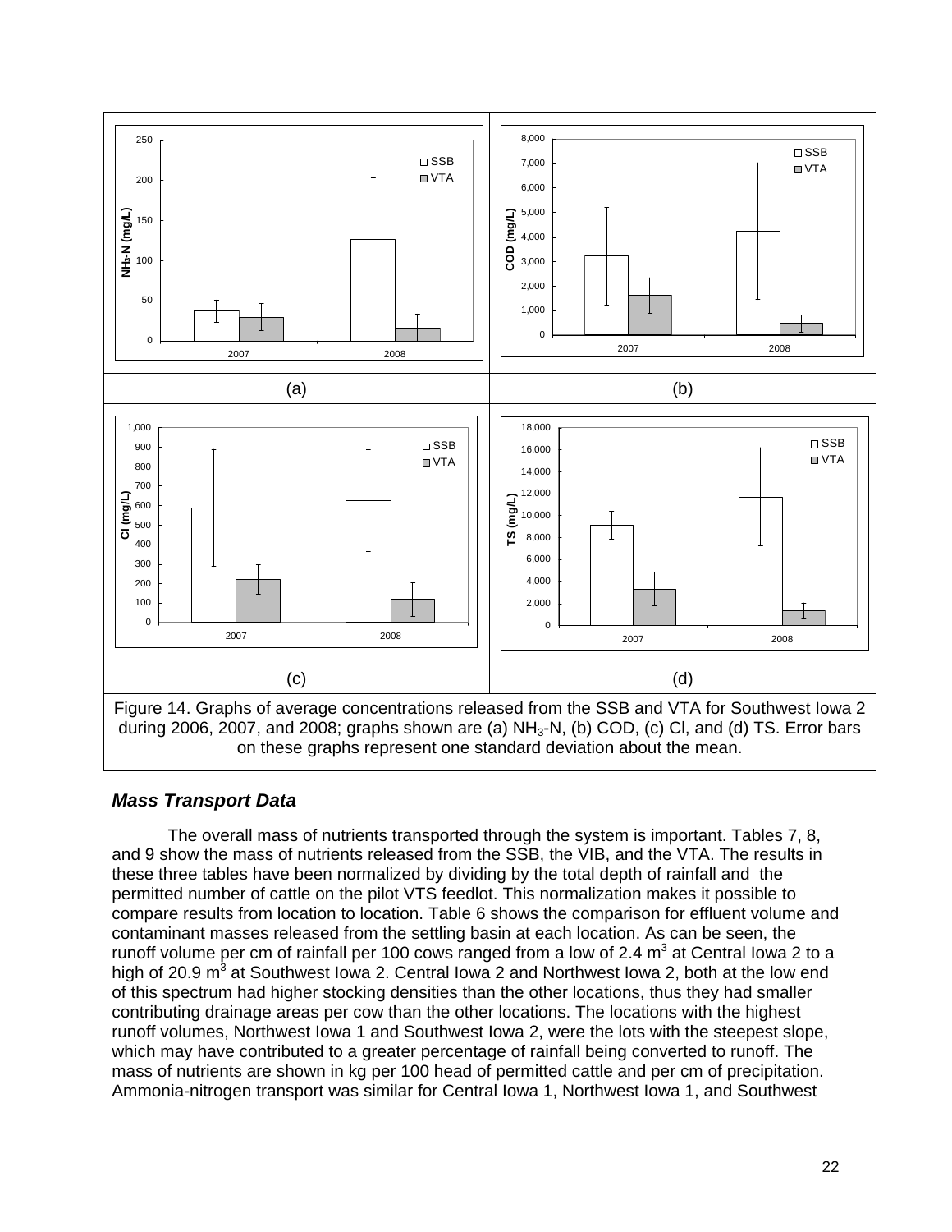(a)

(b)

(c)

(d)

Figure 14. Graphs of average concentrations released from the SSB and VTA for Southwest Iowa 2 during 2006, 2007, and 2008; graphs shown are (a) $NH_3$-N, (b) COD, (c) Cl, and (d) TS. Error bars on these graphs represent one standard deviation about the mean.

### *Mass Transport Data*

The overall mass of nutrients transported through the system is important. Tables 7, 8, and 9 show the mass of nutrients released from the SSB, the VIB, and the VTA. The results in these three tables have been normalized by dividing by the total depth of rainfall and the permitted number of cattle on the pilot VTS feedlot. This normalization makes it possible to compare results from location to location. Table 6 shows the comparison for effluent volume and contaminant masses released from the settling basin at each location. As can be seen, the runoff volume per cm of rainfall per 100 cows ranged from a low of 2.4 $m^3$ at Central Iowa 2 to a high of 20.9 $m^3$ at Southwest Iowa 2. Central Iowa 2 and Northwest Iowa 2, both at the low end of this spectrum had higher stocking densities than the other locations, thus they had smaller contributing drainage areas per cow than the other locations. The locations with the highest runoff volumes, Northwest Iowa 1 and Southwest Iowa 2, were the lots with the steepest slope, which may have contributed to a greater percentage of rainfall being converted to runoff. The mass of nutrients are shown in kg per 100 head of permitted cattle and per cm of precipitation. Ammonia-nitrogen transport was similar for Central Iowa 1, Northwest Iowa 1, and Southwest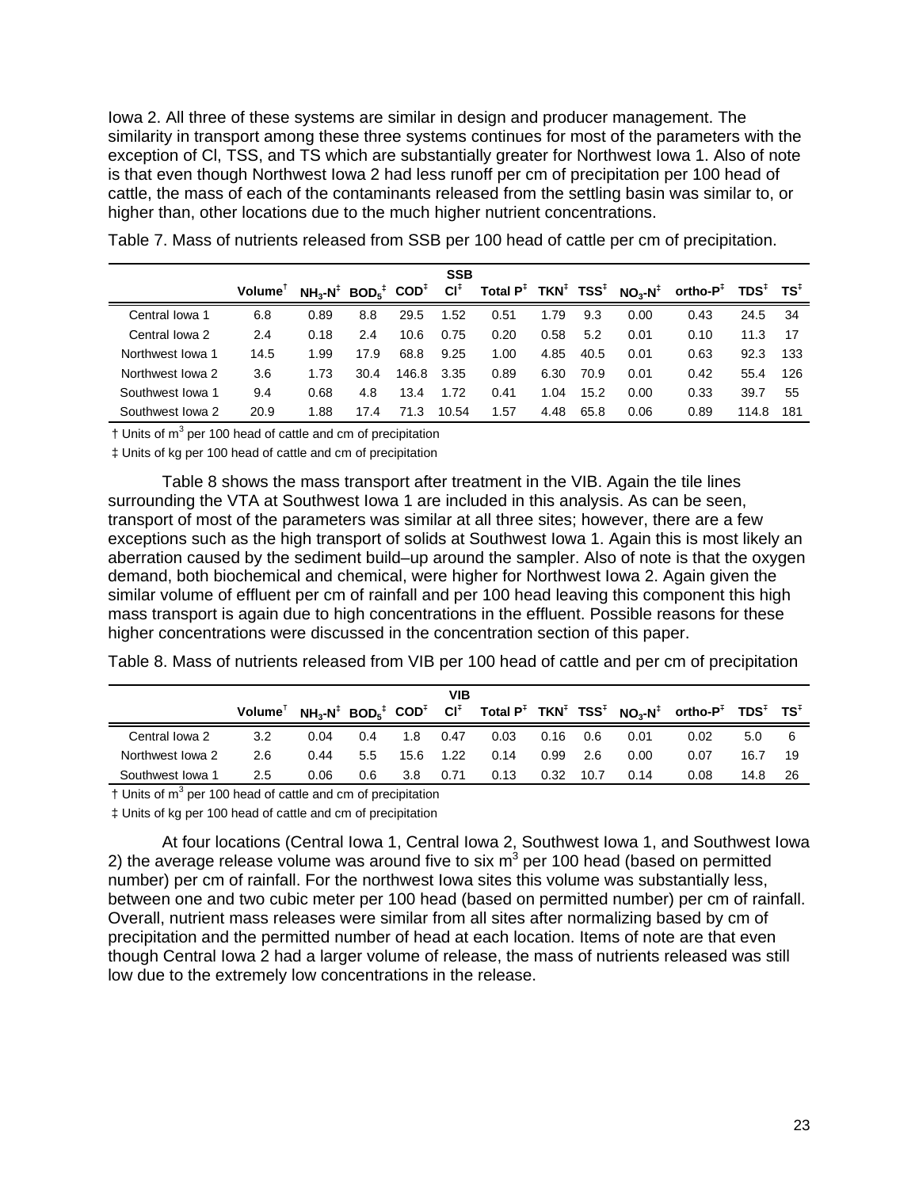Iowa 2. All three of these systems are similar in design and producer management. The similarity in transport among these three systems continues for most of the parameters with the exception of Cl, TSS, and TS which are substantially greater for Northwest Iowa 1. Also of note is that even though Northwest Iowa 2 had less runoff per cm of precipitation per 100 head of cattle, the mass of each of the contaminants released from the settling basin was similar to, or higher than, other locations due to the much higher nutrient concentrations.

Table 7. Mass of nutrients released from SSB per 100 head of cattle per cm of precipitation.

| | SSB | | | | | | | | | | | |
|---|---|---|---|---|---|---|---|---|---|---|---|---|
| | Volume† | $NH_3$-N‡ | $BOD_5$‡ | COD‡ | Cl‡ | Total P‡ | TKN‡ | TSS‡ | $NO_3$-N‡ | ortho-P‡ | TDS‡ | TS‡ |
| Central Iowa 1 | 6.8 | 0.89 | 8.8 | 29.5 | 1.52 | 0.51 | 1.79 | 9.3 | 0.00 | 0.43 | 24.5 | 34 |
| Central Iowa 2 | 2.4 | 0.18 | 2.4 | 10.6 | 0.75 | 0.20 | 0.58 | 5.2 | 0.01 | 0.10 | 11.3 | 17 |
| Northwest Iowa 1 | 14.5 | 1.99 | 17.9 | 68.8 | 9.25 | 1.00 | 4.85 | 40.5 | 0.01 | 0.63 | 92.3 | 133 |
| Northwest Iowa 2 | 3.6 | 1.73 | 30.4 | 146.8 | 3.35 | 0.89 | 6.30 | 70.9 | 0.01 | 0.42 | 55.4 | 126 |
| Southwest Iowa 1 | 9.4 | 0.68 | 4.8 | 13.4 | 1.72 | 0.41 | 1.04 | 15.2 | 0.00 | 0.33 | 39.7 | 55 |
| Southwest Iowa 2 | 20.9 | 1.88 | 17.4 | 71.3 | 10.54 | 1.57 | 4.48 | 65.8 | 0.06 | 0.89 | 114.8 | 181 |

† Units of $m^3$ per 100 head of cattle and cm of precipitation

‡ Units of kg per 100 head of cattle and cm of precipitation

Table 8 shows the mass transport after treatment in the VIB. Again the tile lines surrounding the VTA at Southwest Iowa 1 are included in this analysis. As can be seen, transport of most of the parameters was similar at all three sites; however, there are a few exceptions such as the high transport of solids at Southwest Iowa 1. Again this is most likely an aberration caused by the sediment build–up around the sampler. Also of note is that the oxygen demand, both biochemical and chemical, were higher for Northwest Iowa 2. Again given the similar volume of effluent per cm of rainfall and per 100 head leaving this component this high mass transport is again due to high concentrations in the effluent. Possible reasons for these higher concentrations were discussed in the concentration section of this paper.

Table 8. Mass of nutrients released from VIB per 100 head of cattle and per cm of precipitation

| | VIB | | | | | | | | | | | |
|---|---|---|---|---|---|---|---|---|---|---|---|---|
| | Volume† | $NH_3$-N‡ | $BOD_5$‡ | COD‡ | Cl‡ | Total P‡ | TKN‡ | TSS‡ | $NO_3$-N‡ | ortho-P‡ | TDS‡ | TS‡ |
| Central Iowa 2 | 3.2 | 0.04 | 0.4 | 1.8 | 0.47 | 0.03 | 0.16 | 0.6 | 0.01 | 0.02 | 5.0 | 6 |
| Northwest Iowa 2 | 2.6 | 0.44 | 5.5 | 15.6 | 1.22 | 0.14 | 0.99 | 2.6 | 0.00 | 0.07 | 16.7 | 19 |
| Southwest Iowa 1 | 2.5 | 0.06 | 0.6 | 3.8 | 0.71 | 0.13 | 0.32 | 10.7 | 0.14 | 0.08 | 14.8 | 26 |

† Units of $m^3$ per 100 head of cattle and cm of precipitation

‡ Units of kg per 100 head of cattle and cm of precipitation

At four locations (Central Iowa 1, Central Iowa 2, Southwest Iowa 1, and Southwest Iowa 2) the average release volume was around five to six $m^3$ per 100 head (based on permitted number) per cm of rainfall. For the northwest Iowa sites this volume was substantially less, between one and two cubic meter per 100 head (based on permitted number) per cm of rainfall. Overall, nutrient mass releases were similar from all sites after normalizing based by cm of precipitation and the permitted number of head at each location. Items of note are that even though Central Iowa 2 had a larger volume of release, the mass of nutrients released was still low due to the extremely low concentrations in the release.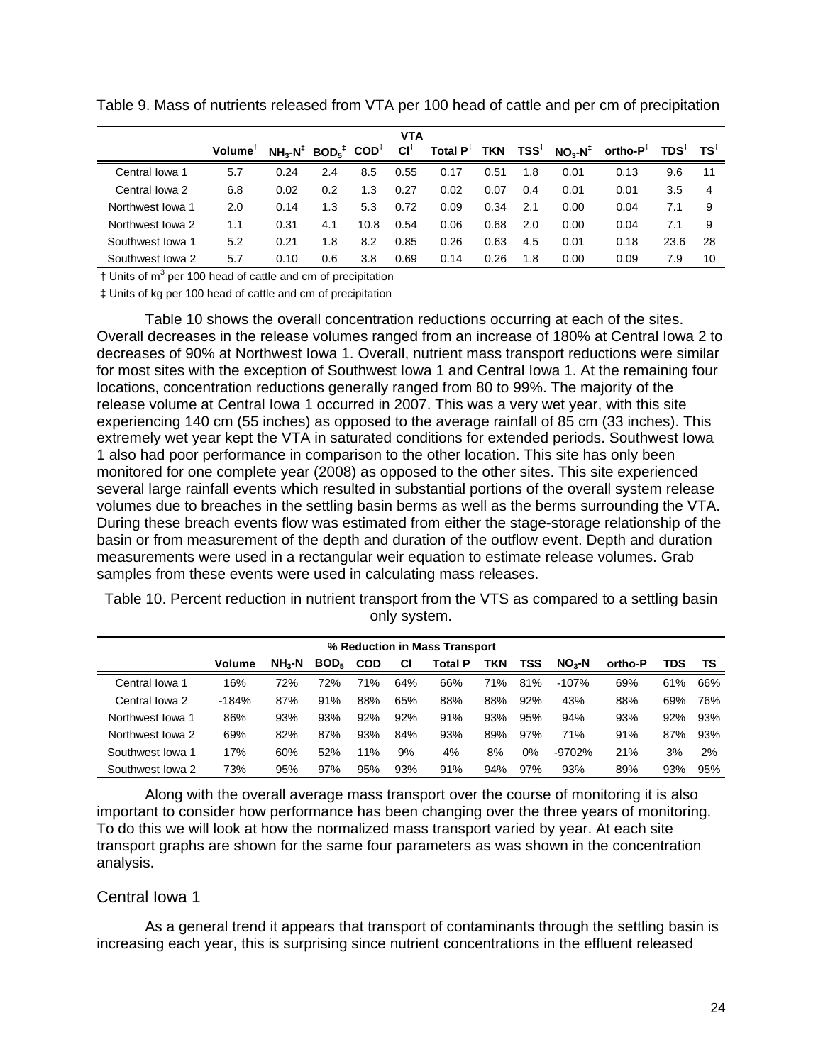Table 9. Mass of nutrients released from VTA per 100 head of cattle and per cm of precipitation

| | VTA | | | | | | | | | | | |
|---|---|---|---|---|---|---|---|---|---|---|---|---|
| | Volume† | $NH_3$-N‡ | $BOD_5$‡ | COD‡ | Cl‡ | Total P‡ | TKN‡ | TSS‡ | $NO_3$-N‡ | ortho-P‡ | TDS‡ | TS‡ |
| Central Iowa 1 | 5.7 | 0.24 | 2.4 | 8.5 | 0.55 | 0.17 | 0.51 | 1.8 | 0.01 | 0.13 | 9.6 | 11 |
| Central Iowa 2 | 6.8 | 0.02 | 0.2 | 1.3 | 0.27 | 0.02 | 0.07 | 0.4 | 0.01 | 0.01 | 3.5 | 4 |
| Northwest Iowa 1 | 2.0 | 0.14 | 1.3 | 5.3 | 0.72 | 0.09 | 0.34 | 2.1 | 0.00 | 0.04 | 7.1 | 9 |
| Northwest Iowa 2 | 1.1 | 0.31 | 4.1 | 10.8 | 0.54 | 0.06 | 0.68 | 2.0 | 0.00 | 0.04 | 7.1 | 9 |
| Southwest Iowa 1 | 5.2 | 0.21 | 1.8 | 8.2 | 0.85 | 0.26 | 0.63 | 4.5 | 0.01 | 0.18 | 23.6 | 28 |
| Southwest Iowa 2 | 5.7 | 0.10 | 0.6 | 3.8 | 0.69 | 0.14 | 0.26 | 1.8 | 0.00 | 0.09 | 7.9 | 10 |

† Units of $m^3$ per 100 head of cattle and cm of precipitation

‡ Units of kg per 100 head of cattle and cm of precipitation

Table 10 shows the overall concentration reductions occurring at each of the sites. Overall decreases in the release volumes ranged from an increase of 180% at Central Iowa 2 to decreases of 90% at Northwest Iowa 1. Overall, nutrient mass transport reductions were similar for most sites with the exception of Southwest Iowa 1 and Central Iowa 1. At the remaining four locations, concentration reductions generally ranged from 80 to 99%. The majority of the release volume at Central Iowa 1 occurred in 2007. This was a very wet year, with this site experiencing 140 cm (55 inches) as opposed to the average rainfall of 85 cm (33 inches). This extremely wet year kept the VTA in saturated conditions for extended periods. Southwest Iowa 1 also had poor performance in comparison to the other location. This site has only been monitored for one complete year (2008) as opposed to the other sites. This site experienced several large rainfall events which resulted in substantial portions of the overall system release volumes due to breaches in the settling basin berms as well as the berms surrounding the VTA. During these breach events flow was estimated from either the stage-storage relationship of the basin or from measurement of the depth and duration of the outflow event. Depth and duration measurements were used in a rectangular weir equation to estimate release volumes. Grab samples from these events were used in calculating mass releases.

Table 10. Percent reduction in nutrient transport from the VTS as compared to a settling basin only system.

| | % Reduction in Mass Transport | | | | | | | | | | | |
|---|---|---|---|---|---|---|---|---|---|---|---|---|
| | Volume | $NH_3$-N | $BOD_5$ | COD | Cl | Total P | TKN | TSS | $NO_3$-N | ortho-P | TDS | TS |
| Central Iowa 1 | 16% | 72% | 72% | 71% | 64% | 66% | 71% | 81% | -107% | 69% | 61% | 66% |
| Central Iowa 2 | -184% | 87% | 91% | 88% | 65% | 88% | 88% | 92% | 43% | 88% | 69% | 76% |
| Northwest Iowa 1 | 86% | 93% | 93% | 92% | 92% | 91% | 93% | 95% | 94% | 93% | 92% | 93% |
| Northwest Iowa 2 | 69% | 82% | 87% | 93% | 84% | 93% | 89% | 97% | 71% | 91% | 87% | 93% |
| Southwest Iowa 1 | 17% | 60% | 52% | 11% | 9% | 4% | 8% | 0% | -9702% | 21% | 3% | 2% |
| Southwest Iowa 2 | 73% | 95% | 97% | 95% | 93% | 91% | 94% | 97% | 93% | 89% | 93% | 95% |

Along with the overall average mass transport over the course of monitoring it is also important to consider how performance has been changing over the three years of monitoring. To do this we will look at how the normalized mass transport varied by year. At each site transport graphs are shown for the same four parameters as was shown in the concentration analysis.

## Central Iowa 1

As a general trend it appears that transport of contaminants through the settling basin is increasing each year, this is surprising since nutrient concentrations in the effluent released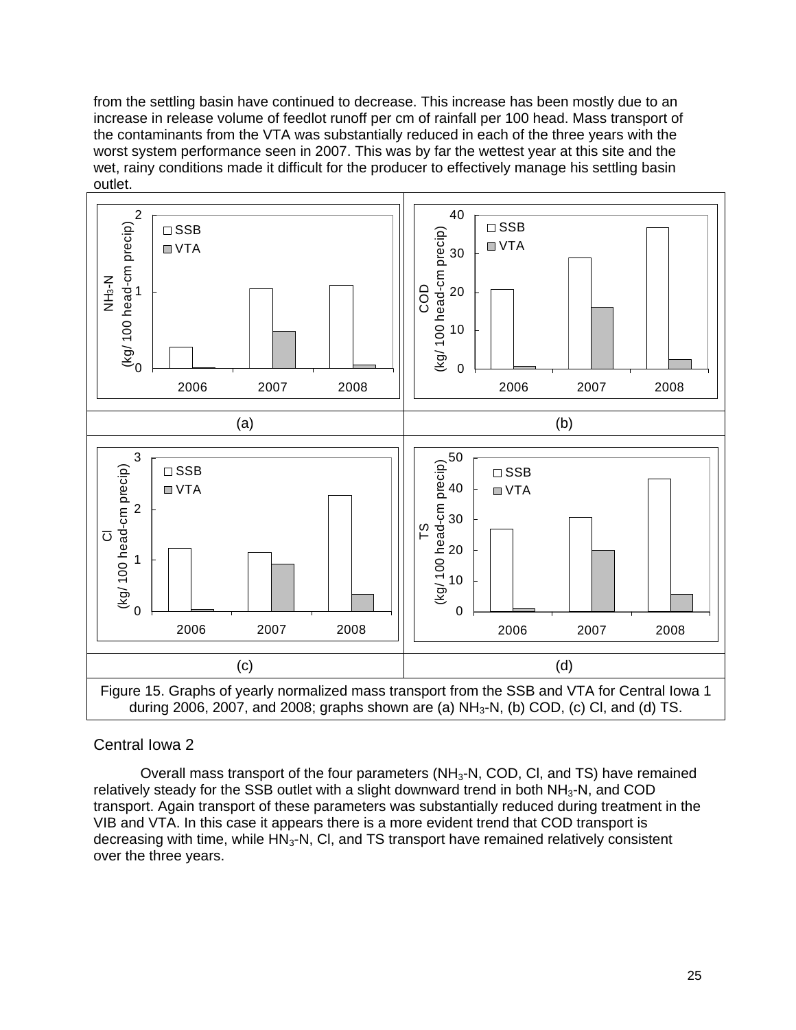from the settling basin have continued to decrease. This increase has been mostly due to an increase in release volume of feedlot runoff per cm of rainfall per 100 head. Mass transport of the contaminants from the VTA was substantially reduced in each of the three years with the worst system performance seen in 2007. This was by far the wettest year at this site and the wet, rainy conditions made it difficult for the producer to effectively manage his settling basin outlet.

(a)

(b)

(c)

(d)

Figure 15. Graphs of yearly normalized mass transport from the SSB and VTA for Central Iowa 1 during 2006, 2007, and 2008; graphs shown are (a) $NH_3$-N, (b) COD, (c) Cl, and (d) TS.

## Central Iowa 2

Overall mass transport of the four parameters ($NH_3$-N, COD, Cl, and TS) have remained relatively steady for the SSB outlet with a slight downward trend in both $NH_3$-N, and COD transport. Again transport of these parameters was substantially reduced during treatment in the VIB and VTA. In this case it appears there is a more evident trend that COD transport is decreasing with time, while $HN_3$-N, Cl, and TS transport have remained relatively consistent over the three years.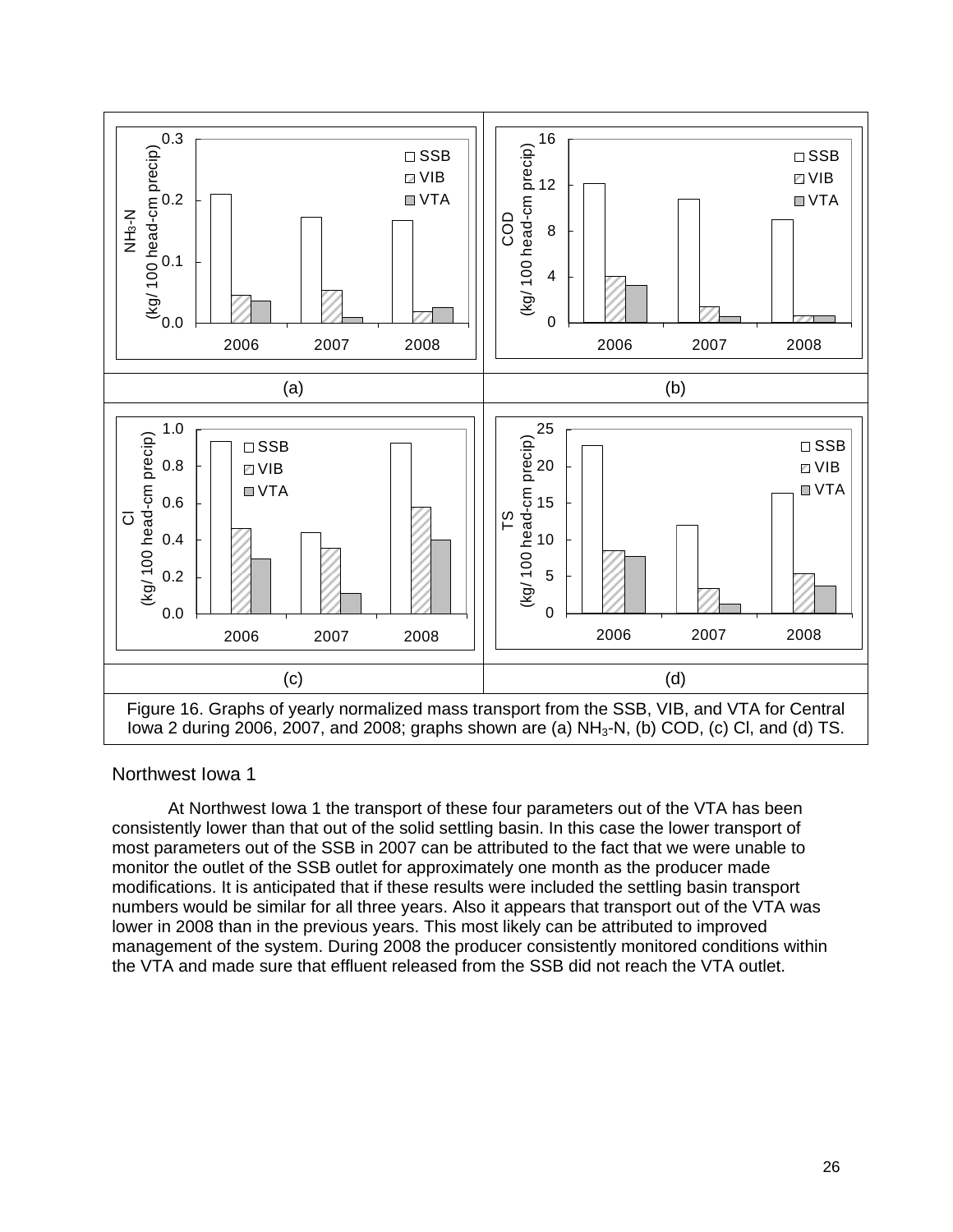Figure 16. Graphs of yearly normalized mass transport from the SSB, VIB, and VTA for Central Iowa 2 during 2006, 2007, and 2008; graphs shown are (a) $NH_3$-N, (b) COD, (c) Cl, and (d) TS.

## Northwest Iowa 1

At Northwest Iowa 1 the transport of these four parameters out of the VTA has been consistently lower than that out of the solid settling basin. In this case the lower transport of most parameters out of the SSB in 2007 can be attributed to the fact that we were unable to monitor the outlet of the SSB outlet for approximately one month as the producer made modifications. It is anticipated that if these results were included the settling basin transport numbers would be similar for all three years. Also it appears that transport out of the VTA was lower in 2008 than in the previous years. This most likely can be attributed to improved management of the system. During 2008 the producer consistently monitored conditions within the VTA and made sure that effluent released from the SSB did not reach the VTA outlet.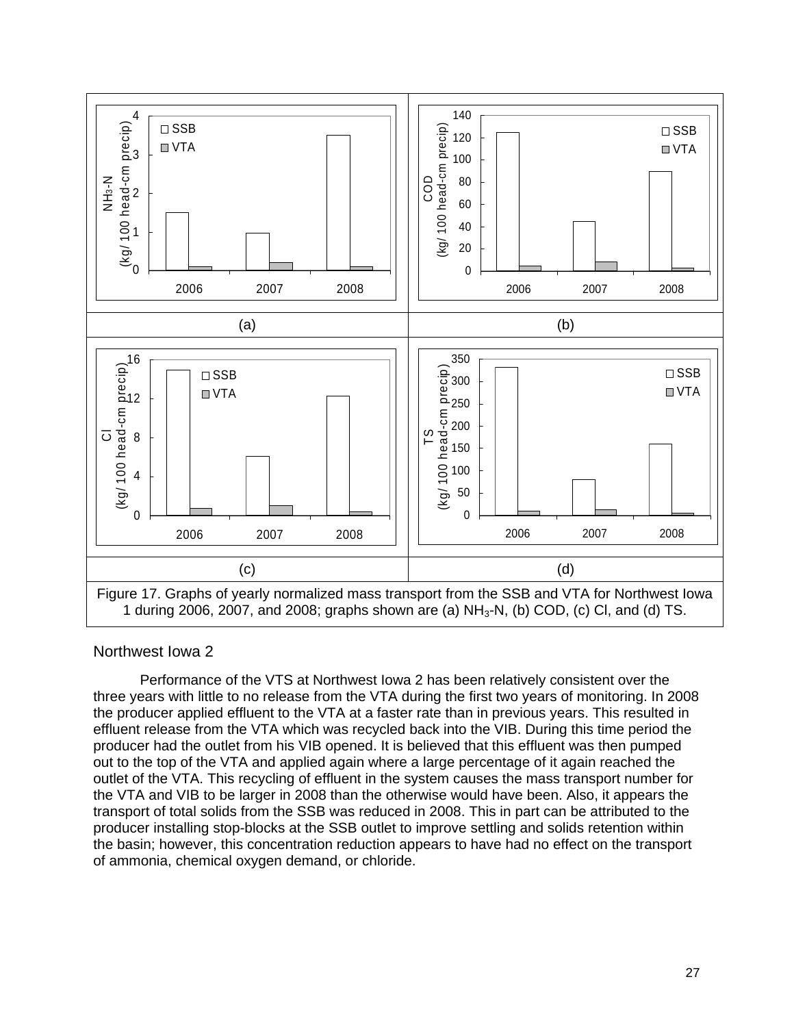Figure 17. Graphs of yearly normalized mass transport from the SSB and VTA for Northwest Iowa 1 during 2006, 2007, and 2008; graphs shown are (a) $NH_3$-N, (b) COD, (c) Cl, and (d) TS.

### Northwest Iowa 2

Performance of the VTS at Northwest Iowa 2 has been relatively consistent over the three years with little to no release from the VTA during the first two years of monitoring. In 2008 the producer applied effluent to the VTA at a faster rate than in previous years. This resulted in effluent release from the VTA which was recycled back into the VIB. During this time period the producer had the outlet from his VIB opened. It is believed that this effluent was then pumped out to the top of the VTA and applied again where a large percentage of it again reached the outlet of the VTA. This recycling of effluent in the system causes the mass transport number for the VTA and VIB to be larger in 2008 than the otherwise would have been. Also, it appears the transport of total solids from the SSB was reduced in 2008. This in part can be attributed to the producer installing stop-blocks at the SSB outlet to improve settling and solids retention within the basin; however, this concentration reduction appears to have had no effect on the transport of ammonia, chemical oxygen demand, or chloride.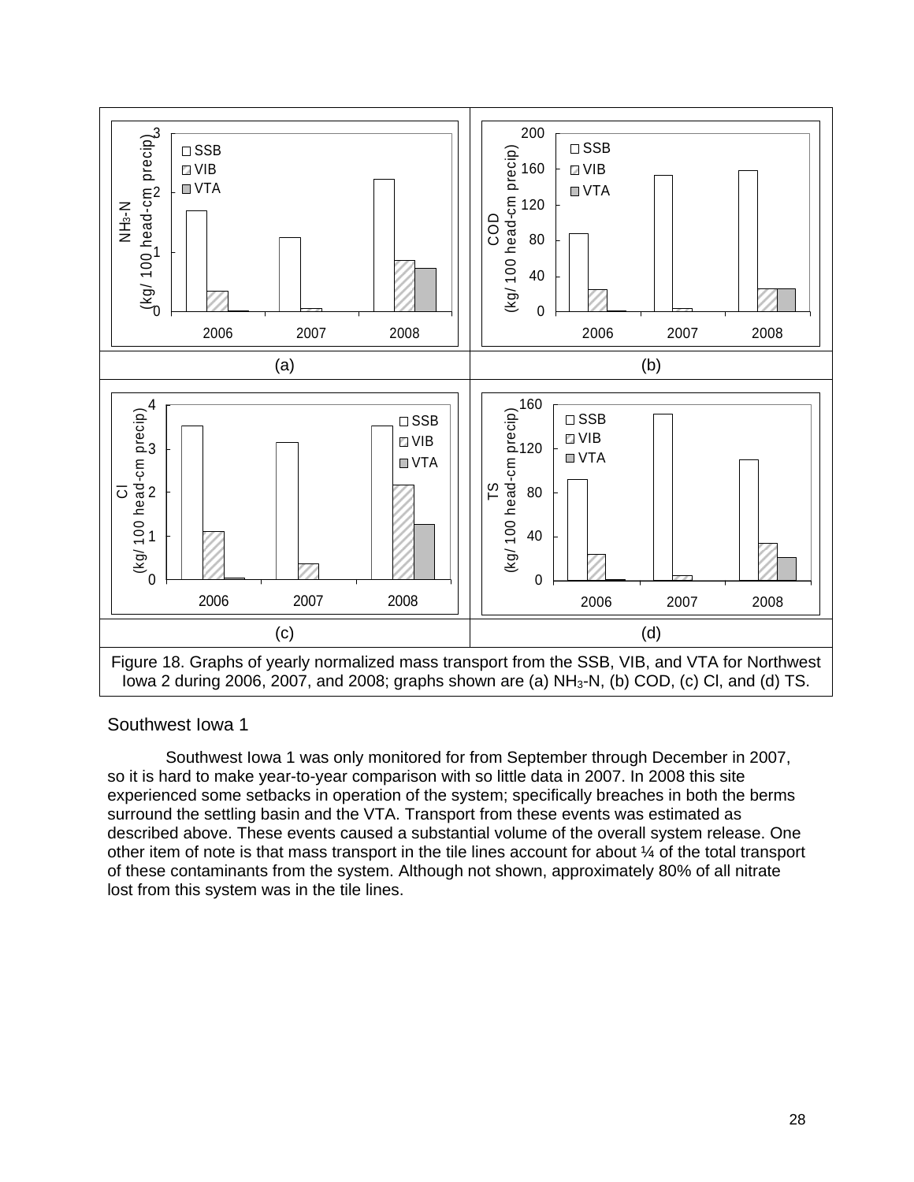Figure 18. Graphs of yearly normalized mass transport from the SSB, VIB, and VTA for Northwest Iowa 2 during 2006, 2007, and 2008; graphs shown are (a) $NH_3$-N, (b) COD, (c) Cl, and (d) TS.

## Southwest Iowa 1

Southwest Iowa 1 was only monitored for from September through December in 2007, so it is hard to make year-to-year comparison with so little data in 2007. In 2008 this site experienced some setbacks in operation of the system; specifically breaches in both the berms surround the settling basin and the VTA. Transport from these events was estimated as described above. These events caused a substantial volume of the overall system release. One other item of note is that mass transport in the tile lines account for about ¼ of the total transport of these contaminants from the system. Although not shown, approximately 80% of all nitrate lost from this system was in the tile lines.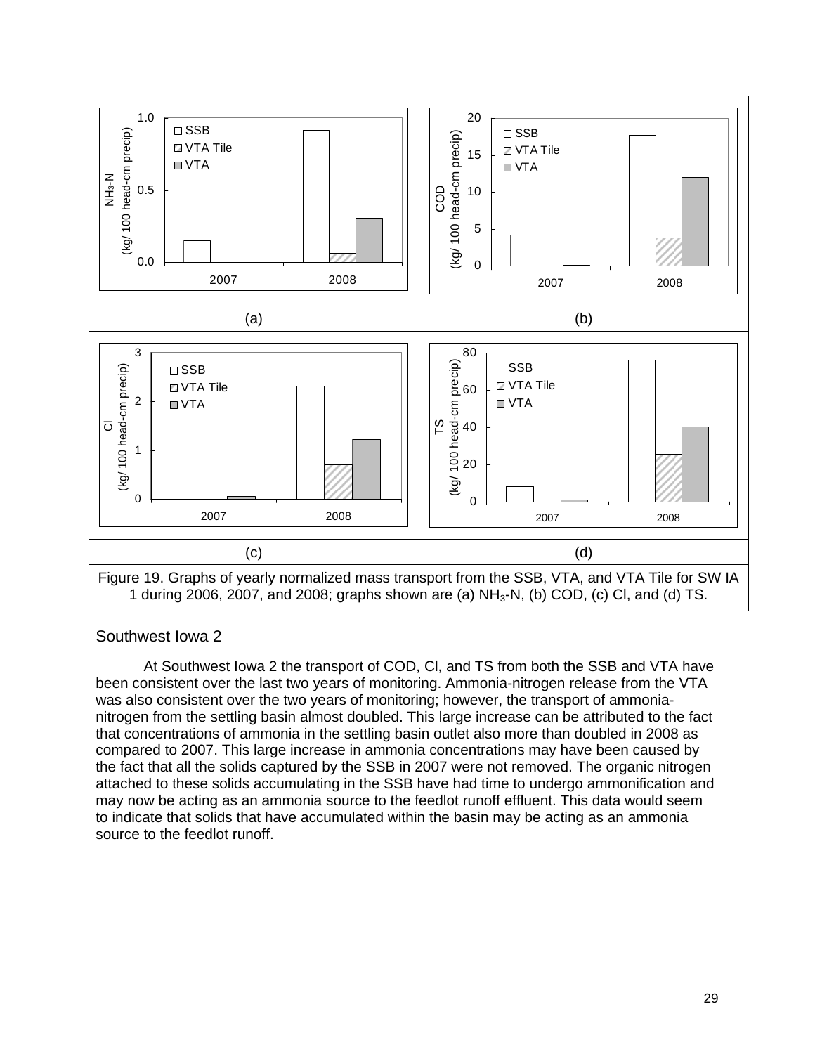Figure 19. Graphs of yearly normalized mass transport from the SSB, VTA, and VTA Tile for SW IA 1 during 2006, 2007, and 2008; graphs shown are (a) $NH_3$-N, (b) COD, (c) Cl, and (d) TS.

## Southwest Iowa 2

At Southwest Iowa 2 the transport of COD, Cl, and TS from both the SSB and VTA have been consistent over the last two years of monitoring. Ammonia-nitrogen release from the VTA was also consistent over the two years of monitoring; however, the transport of ammonia-nitrogen from the settling basin almost doubled. This large increase can be attributed to the fact that concentrations of ammonia in the settling basin outlet also more than doubled in 2008 as compared to 2007. This large increase in ammonia concentrations may have been caused by the fact that all the solids captured by the SSB in 2007 were not removed. The organic nitrogen attached to these solids accumulating in the SSB have had time to undergo ammonification and may now be acting as an ammonia source to the feedlot runoff effluent. This data would seem to indicate that solids that have accumulated within the basin may be acting as an ammonia source to the feedlot runoff.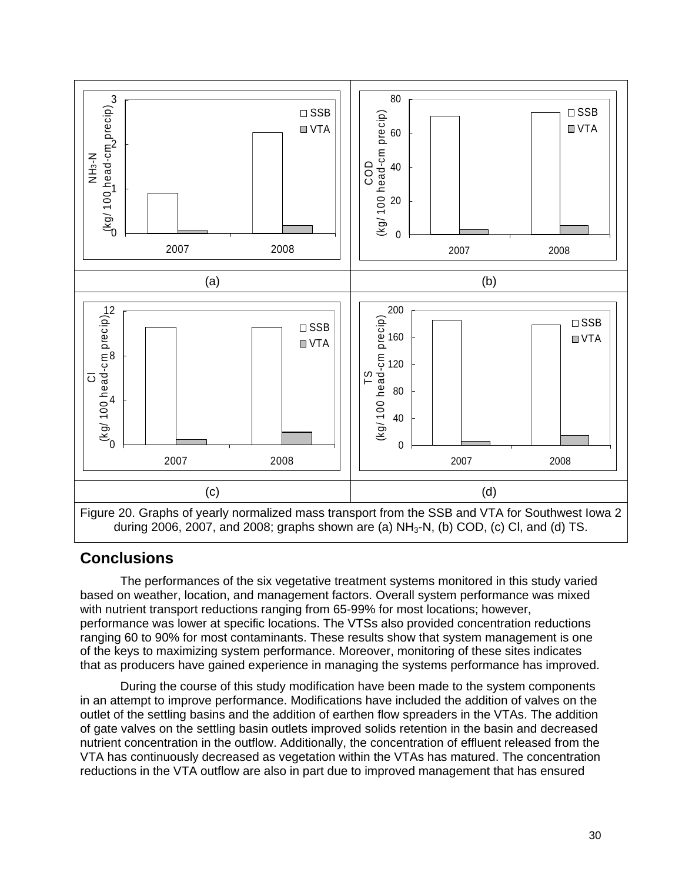(a)

(b)

(c)

(d)

Figure 20. Graphs of yearly normalized mass transport from the SSB and VTA for Southwest Iowa 2 during 2006, 2007, and 2008; graphs shown are (a) $NH_3$-N, (b) COD, (c) Cl, and (d) TS.

## Conclusions

The performances of the six vegetative treatment systems monitored in this study varied based on weather, location, and management factors. Overall system performance was mixed with nutrient transport reductions ranging from 65-99% for most locations; however, performance was lower at specific locations. The VTSs also provided concentration reductions ranging 60 to 90% for most contaminants. These results show that system management is one of the keys to maximizing system performance. Moreover, monitoring of these sites indicates that as producers have gained experience in managing the systems performance has improved.

During the course of this study modification have been made to the system components in an attempt to improve performance. Modifications have included the addition of valves on the outlet of the settling basins and the addition of earthen flow spreaders in the VTAs. The addition of gate valves on the settling basin outlets improved solids retention in the basin and decreased nutrient concentration in the outflow. Additionally, the concentration of effluent released from the VTA has continuously decreased as vegetation within the VTAs has matured. The concentration reductions in the VTA outflow are also in part due to improved management that has ensured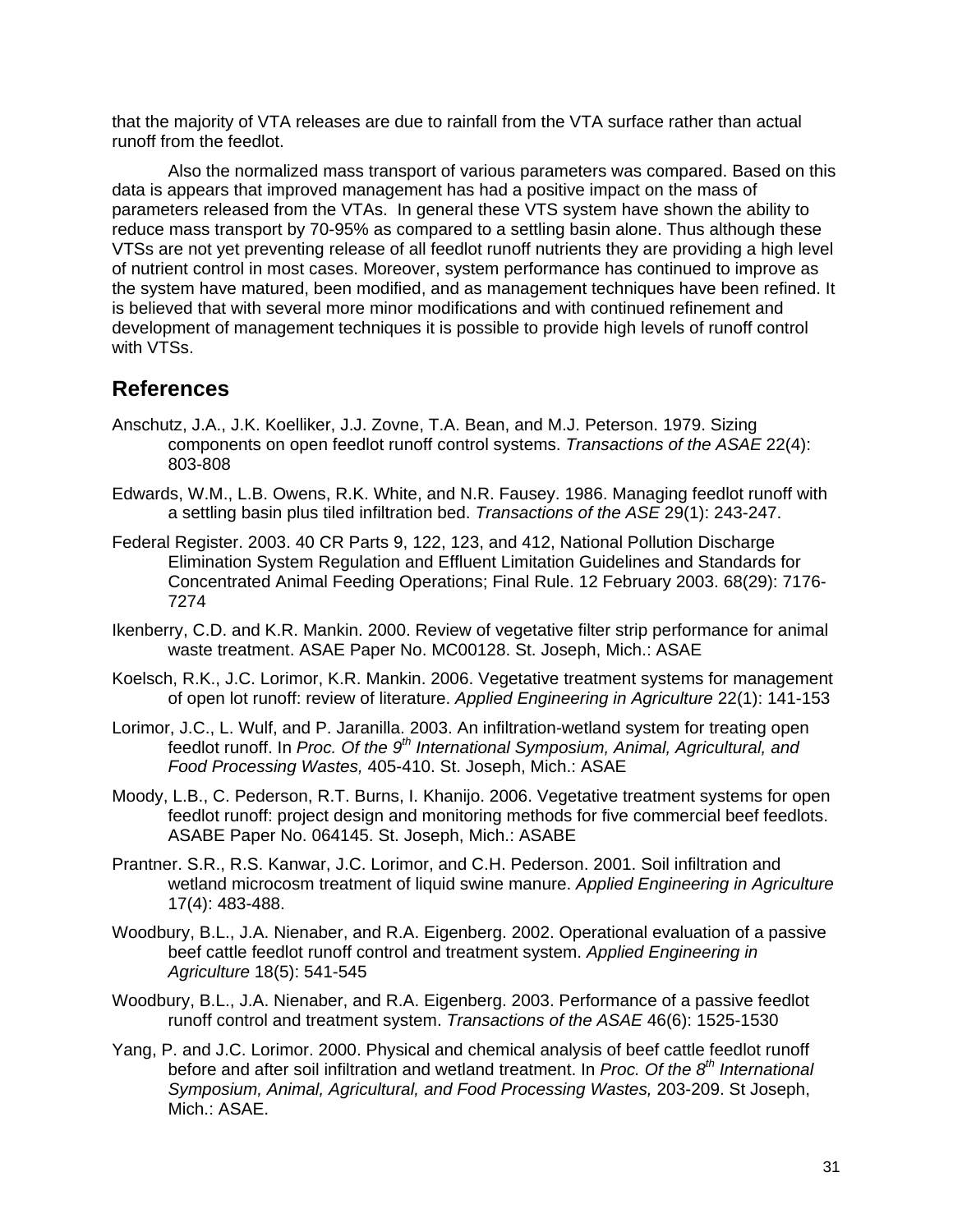that the majority of VTA releases are due to rainfall from the VTA surface rather than actual runoff from the feedlot.

Also the normalized mass transport of various parameters was compared. Based on this data is appears that improved management has had a positive impact on the mass of parameters released from the VTAs. In general these VTS system have shown the ability to reduce mass transport by 70-95% as compared to a settling basin alone. Thus although these VTSs are not yet preventing release of all feedlot runoff nutrients they are providing a high level of nutrient control in most cases. Moreover, system performance has continued to improve as the system have matured, been modified, and as management techniques have been refined. It is believed that with several more minor modifications and with continued refinement and development of management techniques it is possible to provide high levels of runoff control with VTSs.

## References

Anschutz, J.A., J.K. Koelliker, J.J. Zovne, T.A. Bean, and M.J. Peterson. 1979. Sizing components on open feedlot runoff control systems. *Transactions of the ASAE* 22(4): 803-808

Edwards, W.M., L.B. Owens, R.K. White, and N.R. Fausey. 1986. Managing feedlot runoff with a settling basin plus tiled infiltration bed. *Transactions of the ASE* 29(1): 243-247.

Federal Register. 2003. 40 CR Parts 9, 122, 123, and 412, National Pollution Discharge Elimination System Regulation and Effluent Limitation Guidelines and Standards for Concentrated Animal Feeding Operations; Final Rule. 12 February 2003. 68(29): 7176-7274

Ikenberry, C.D. and K.R. Mankin. 2000. Review of vegetative filter strip performance for animal waste treatment. ASAE Paper No. MC00128. St. Joseph, Mich.: ASAE

Koelsch, R.K., J.C. Lorimor, K.R. Mankin. 2006. Vegetative treatment systems for management of open lot runoff: review of literature. *Applied Engineering in Agriculture* 22(1): 141-153

Lorimor, J.C., L. Wulf, and P. Jaranilla. 2003. An infiltration-wetland system for treating open feedlot runoff. In *Proc. Of the 9th International Symposium, Animal, Agricultural, and Food Processing Wastes,* 405-410. St. Joseph, Mich.: ASAE

Moody, L.B., C. Pederson, R.T. Burns, I. Khanijo. 2006. Vegetative treatment systems for open feedlot runoff: project design and monitoring methods for five commercial beef feedlots. ASABE Paper No. 064145. St. Joseph, Mich.: ASABE

Prantner. S.R., R.S. Kanwar, J.C. Lorimor, and C.H. Pederson. 2001. Soil infiltration and wetland microcosm treatment of liquid swine manure. *Applied Engineering in Agriculture* 17(4): 483-488.

Woodbury, B.L., J.A. Nienaber, and R.A. Eigenberg. 2002. Operational evaluation of a passive beef cattle feedlot runoff control and treatment system. *Applied Engineering in Agriculture* 18(5): 541-545

Woodbury, B.L., J.A. Nienaber, and R.A. Eigenberg. 2003. Performance of a passive feedlot runoff control and treatment system. *Transactions of the ASAE* 46(6): 1525-1530

Yang, P. and J.C. Lorimor. 2000. Physical and chemical analysis of beef cattle feedlot runoff before and after soil infiltration and wetland treatment. In *Proc. Of the 8th International Symposium, Animal, Agricultural, and Food Processing Wastes,* 203-209. St Joseph, Mich.: ASAE.